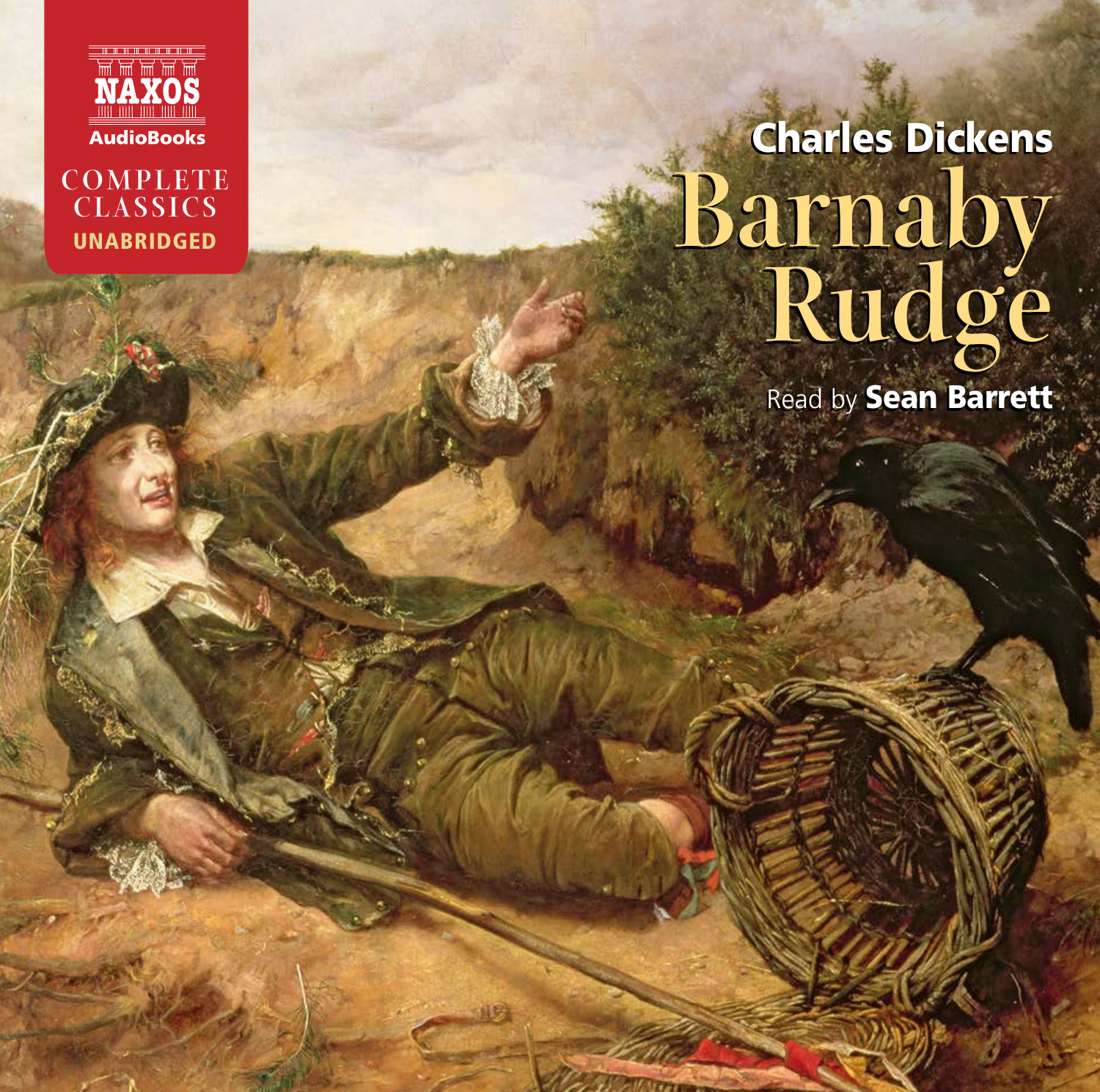NAXOS

AudioBooks

COMPLETE CLASSICS

UNABRIDGED

Charles Dickens

# Barnaby Rudge

Read by **Sean Barrett**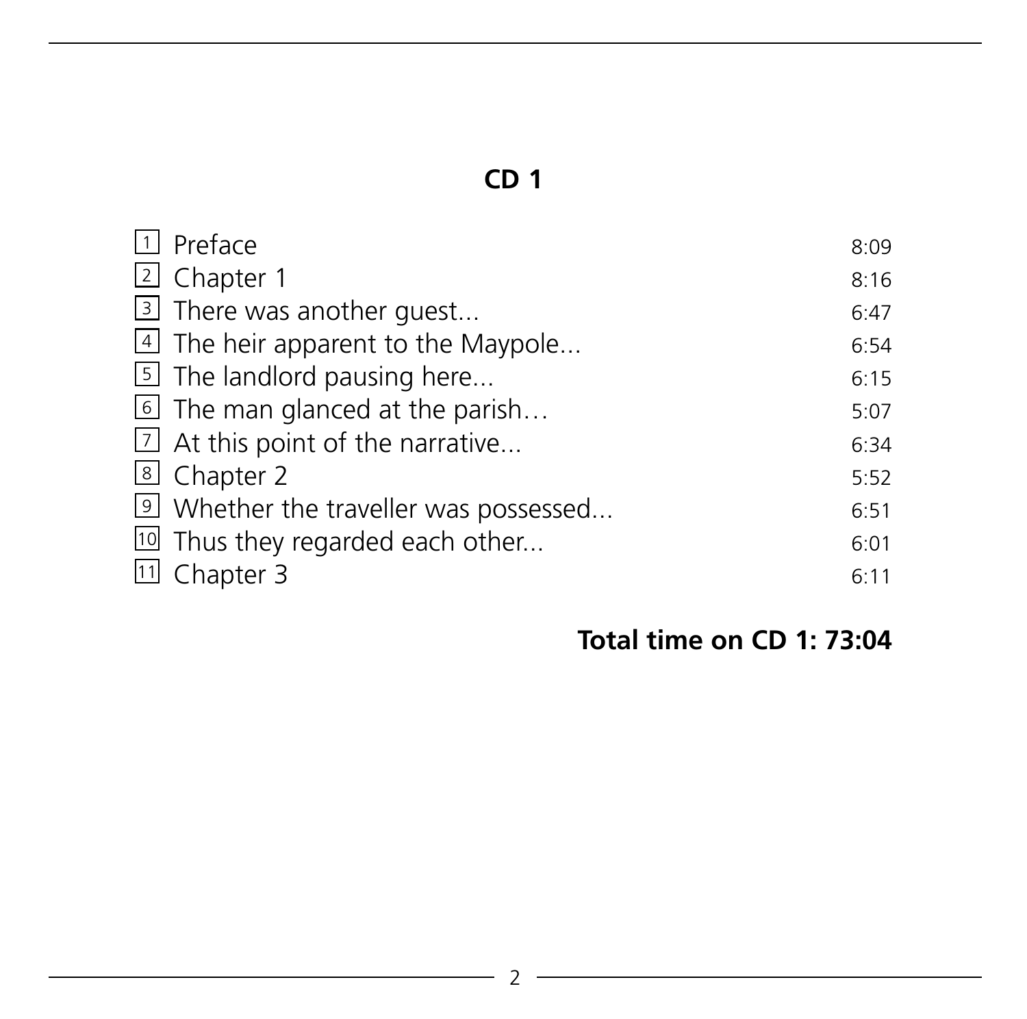## CD 1

| | | |
|---|---|---|
| 1 | Preface | 8:09 |
| 2 | Chapter 1 | 8:16 |
| 3 | There was another guest... | 6:47 |
| 4 | The heir apparent to the Maypole... | 6:54 |
| 5 | The landlord pausing here... | 6:15 |
| 6 | The man glanced at the parish… | 5:07 |
| 7 | At this point of the narrative... | 6:34 |
| 8 | Chapter 2 | 5:52 |
| 9 | Whether the traveller was possessed... | 6:51 |
| 10 | Thus they regarded each other... | 6:01 |
| 11 | Chapter 3 | 6:11 |

**Total time on CD 1: 73:04**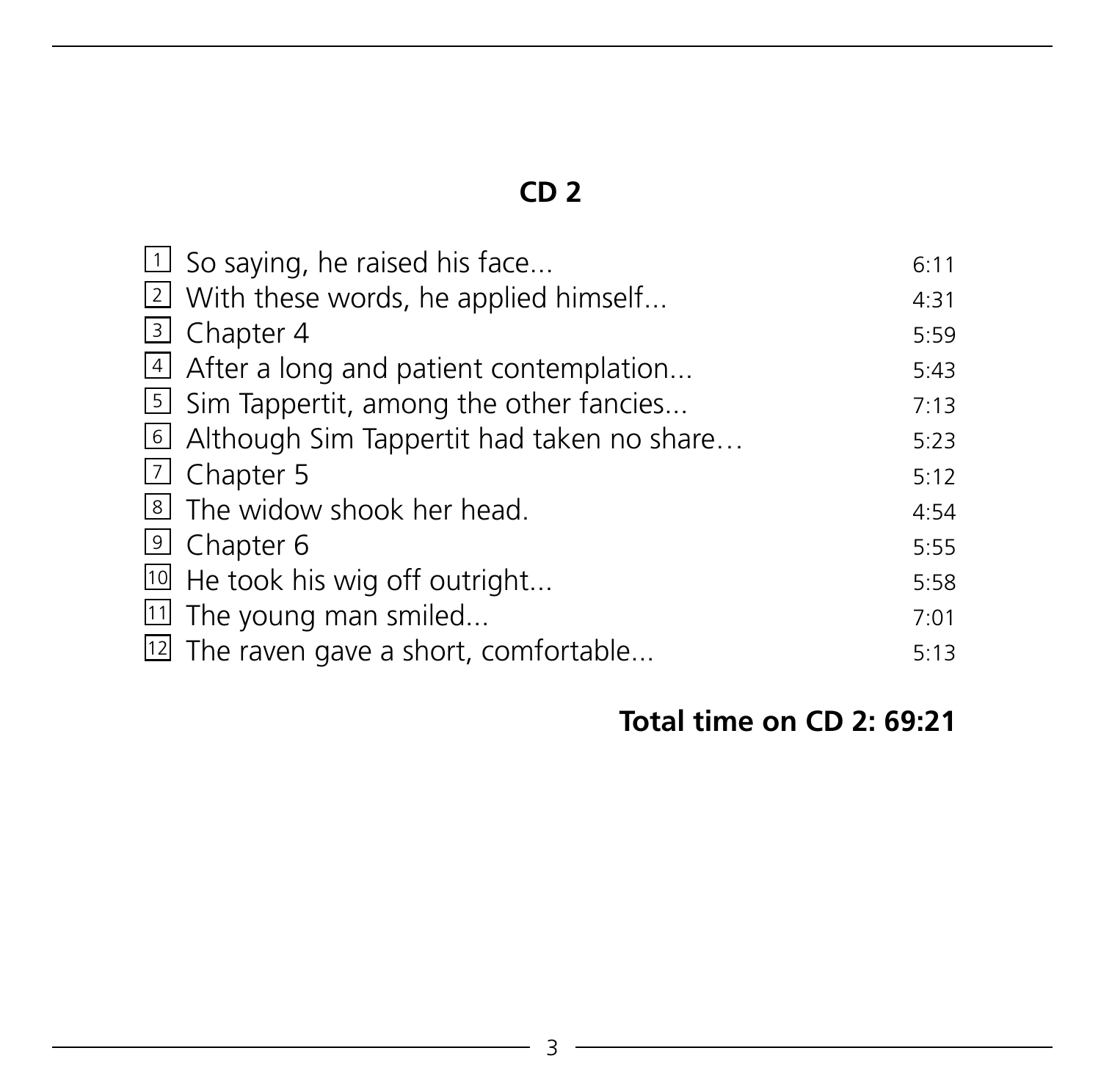## CD 2

| | | |
|---|---|---|
| 1 | So saying, he raised his face... | 6:11 |
| 2 | With these words, he applied himself... | 4:31 |
| 3 | Chapter 4 | 5:59 |
| 4 | After a long and patient contemplation... | 5:43 |
| 5 | Sim Tappertit, among the other fancies... | 7:13 |
| 6 | Although Sim Tappertit had taken no share… | 5:23 |
| 7 | Chapter 5 | 5:12 |
| 8 | The widow shook her head. | 4:54 |
| 9 | Chapter 6 | 5:55 |
| 10 | He took his wig off outright... | 5:58 |
| 11 | The young man smiled... | 7:01 |
| 12 | The raven gave a short, comfortable... | 5:13 |

**Total time on CD 2: 69:21**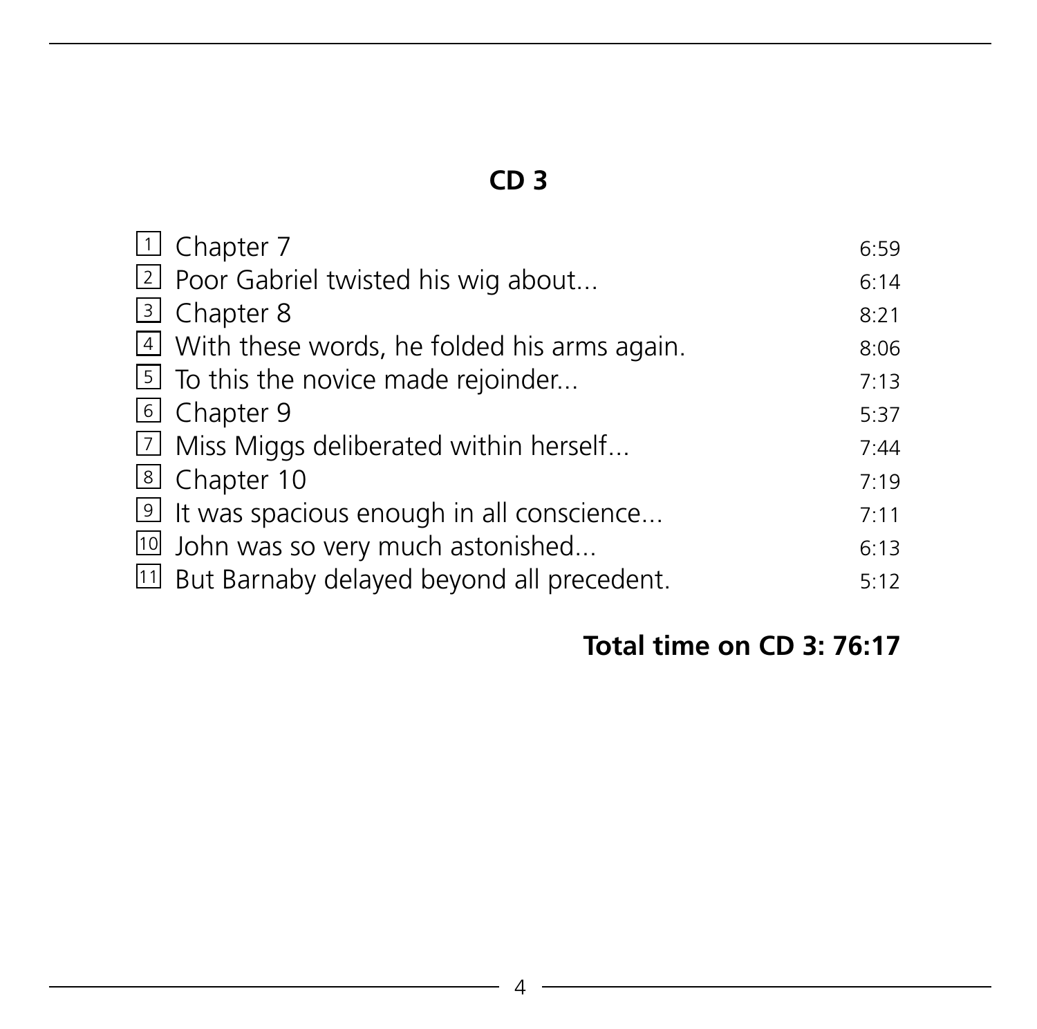## CD 3

| | | |
|---|---|---|
| 1 | Chapter 7 | 6:59 |
| 2 | Poor Gabriel twisted his wig about... | 6:14 |
| 3 | Chapter 8 | 8:21 |
| 4 | With these words, he folded his arms again. | 8:06 |
| 5 | To this the novice made rejoinder... | 7:13 |
| 6 | Chapter 9 | 5:37 |
| 7 | Miss Miggs deliberated within herself... | 7:44 |
| 8 | Chapter 10 | 7:19 |
| 9 | It was spacious enough in all conscience... | 7:11 |
| 10 | John was so very much astonished... | 6:13 |
| 11 | But Barnaby delayed beyond all precedent. | 5:12 |

**Total time on CD 3: 76:17**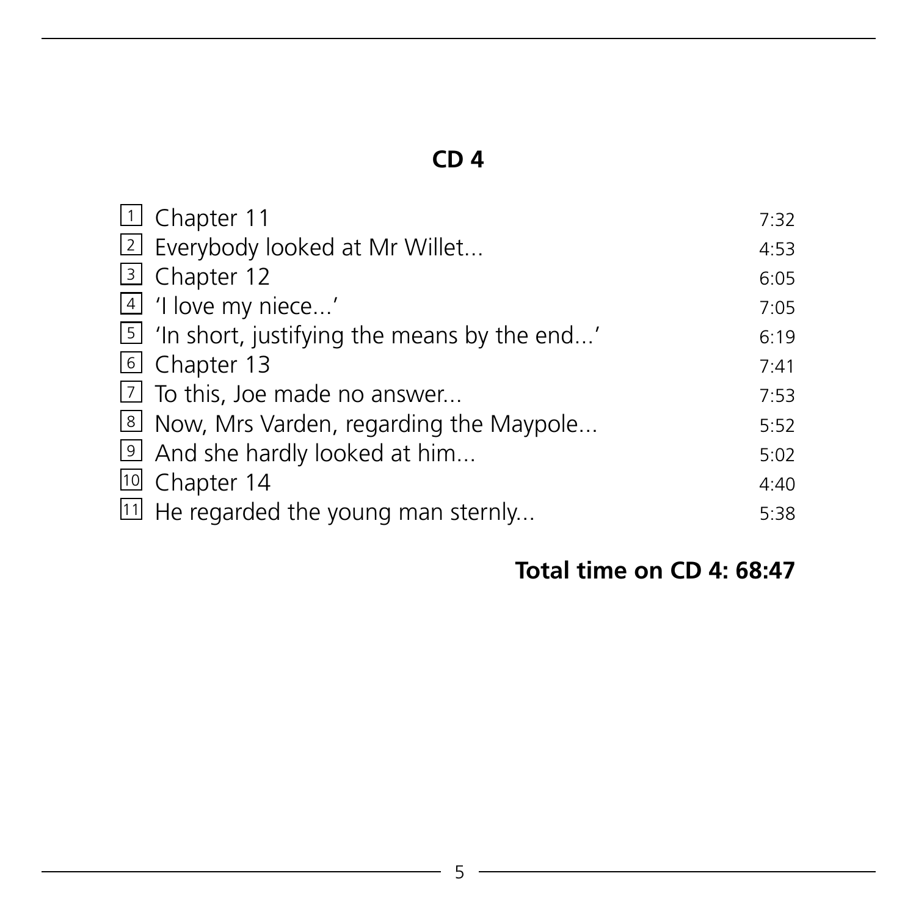## CD 4

| | | |
|---|---|---|
| 1 | Chapter 11 | 7:32 |
| 2 | Everybody looked at Mr Willet... | 4:53 |
| 3 | Chapter 12 | 6:05 |
| 4 | 'I love my niece...' | 7:05 |
| 5 | 'In short, justifying the means by the end...' | 6:19 |
| 6 | Chapter 13 | 7:41 |
| 7 | To this, Joe made no answer... | 7:53 |
| 8 | Now, Mrs Varden, regarding the Maypole... | 5:52 |
| 9 | And she hardly looked at him... | 5:02 |
| 10 | Chapter 14 | 4:40 |
| 11 | He regarded the young man sternly... | 5:38 |

**Total time on CD 4: 68:47**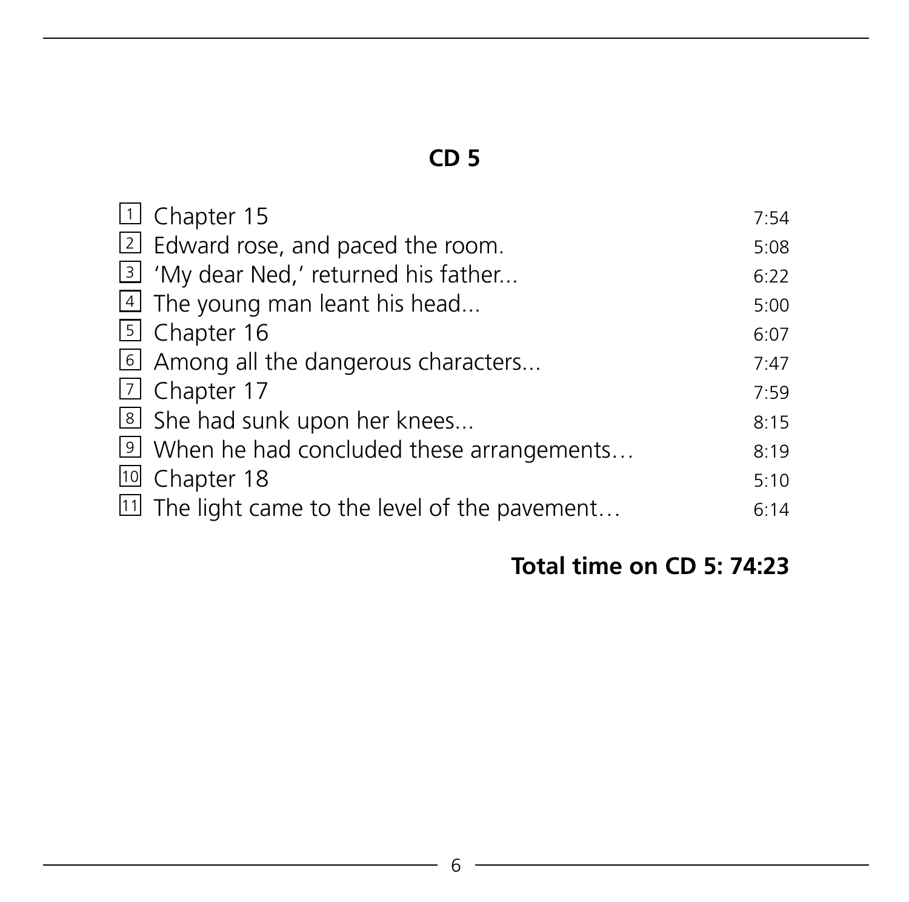## CD 5

| | | |
|---|---|---|
| 1 | Chapter 15 | 7:54 |
| 2 | Edward rose, and paced the room. | 5:08 |
| 3 | 'My dear Ned,' returned his father... | 6:22 |
| 4 | The young man leant his head... | 5:00 |
| 5 | Chapter 16 | 6:07 |
| 6 | Among all the dangerous characters... | 7:47 |
| 7 | Chapter 17 | 7:59 |
| 8 | She had sunk upon her knees... | 8:15 |
| 9 | When he had concluded these arrangements… | 8:19 |
| 10 | Chapter 18 | 5:10 |
| 11 | The light came to the level of the pavement… | 6:14 |

**Total time on CD 5: 74:23**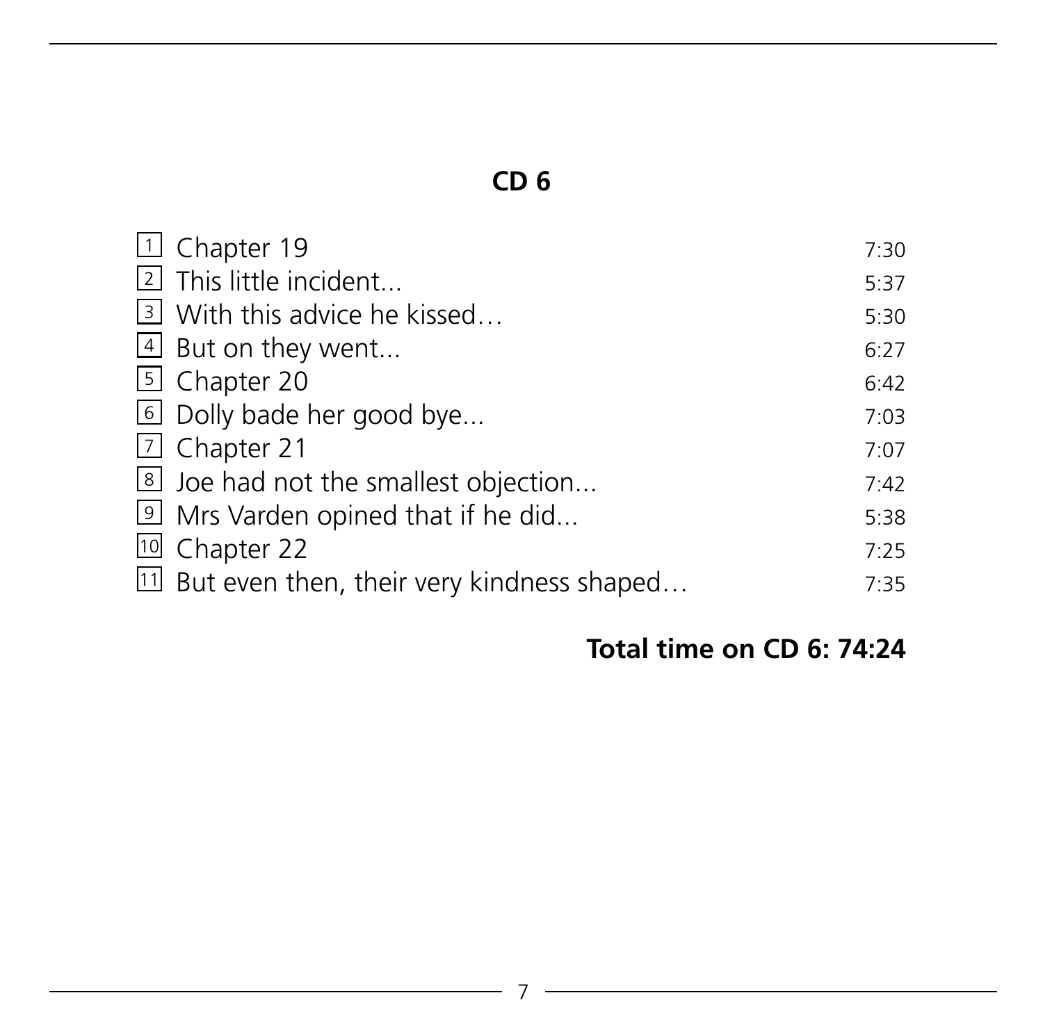## CD 6

| | | |
|---|---|---|
| 1 | Chapter 19 | 7:30 |
| 2 | This little incident... | 5:37 |
| 3 | With this advice he kissed… | 5:30 |
| 4 | But on they went... | 6:27 |
| 5 | Chapter 20 | 6:42 |
| 6 | Dolly bade her good bye... | 7:03 |
| 7 | Chapter 21 | 7:07 |
| 8 | Joe had not the smallest objection... | 7:42 |
| 9 | Mrs Varden opined that if he did... | 5:38 |
| 10 | Chapter 22 | 7:25 |
| 11 | But even then, their very kindness shaped… | 7:35 |

**Total time on CD 6: 74:24**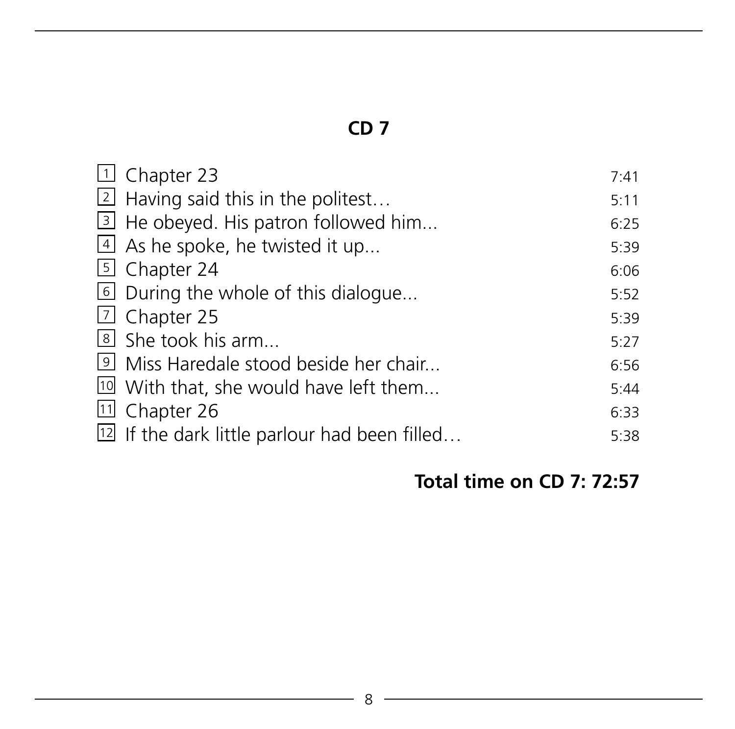## CD 7

| | | |
|---|---|---|
| 1 | Chapter 23 | 7:41 |
| 2 | Having said this in the politest… | 5:11 |
| 3 | He obeyed. His patron followed him... | 6:25 |
| 4 | As he spoke, he twisted it up... | 5:39 |
| 5 | Chapter 24 | 6:06 |
| 6 | During the whole of this dialogue... | 5:52 |
| 7 | Chapter 25 | 5:39 |
| 8 | She took his arm... | 5:27 |
| 9 | Miss Haredale stood beside her chair... | 6:56 |
| 10 | With that, she would have left them... | 5:44 |
| 11 | Chapter 26 | 6:33 |
| 12 | If the dark little parlour had been filled… | 5:38 |

**Total time on CD 7: 72:57**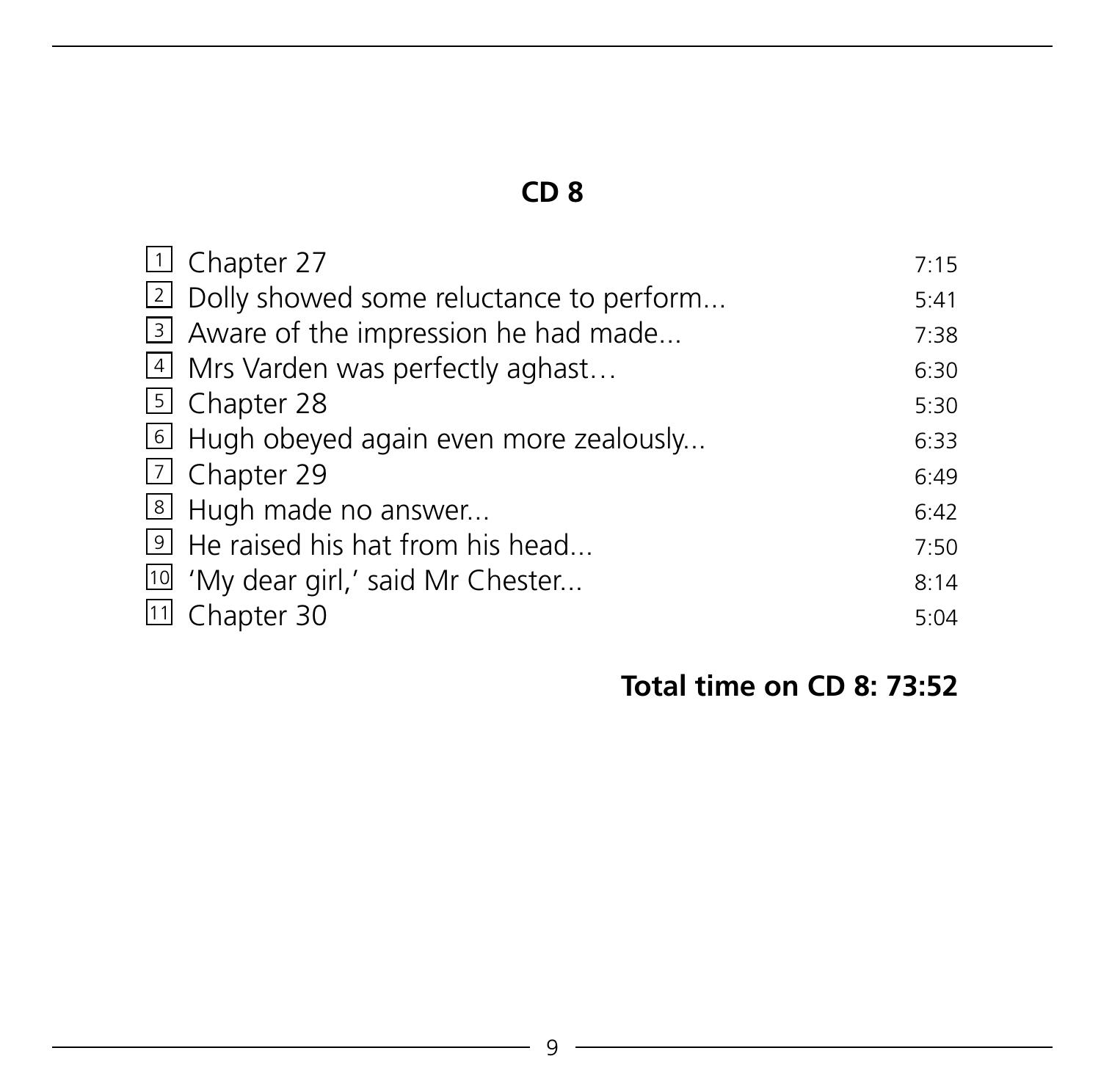## CD 8

| | | |
|---|---|---|
| 1 | Chapter 27 | 7:15 |
| 2 | Dolly showed some reluctance to perform... | 5:41 |
| 3 | Aware of the impression he had made... | 7:38 |
| 4 | Mrs Varden was perfectly aghast… | 6:30 |
| 5 | Chapter 28 | 5:30 |
| 6 | Hugh obeyed again even more zealously... | 6:33 |
| 7 | Chapter 29 | 6:49 |
| 8 | Hugh made no answer... | 6:42 |
| 9 | He raised his hat from his head... | 7:50 |
| 10 | 'My dear girl,' said Mr Chester... | 8:14 |
| 11 | Chapter 30 | 5:04 |

**Total time on CD 8: 73:52**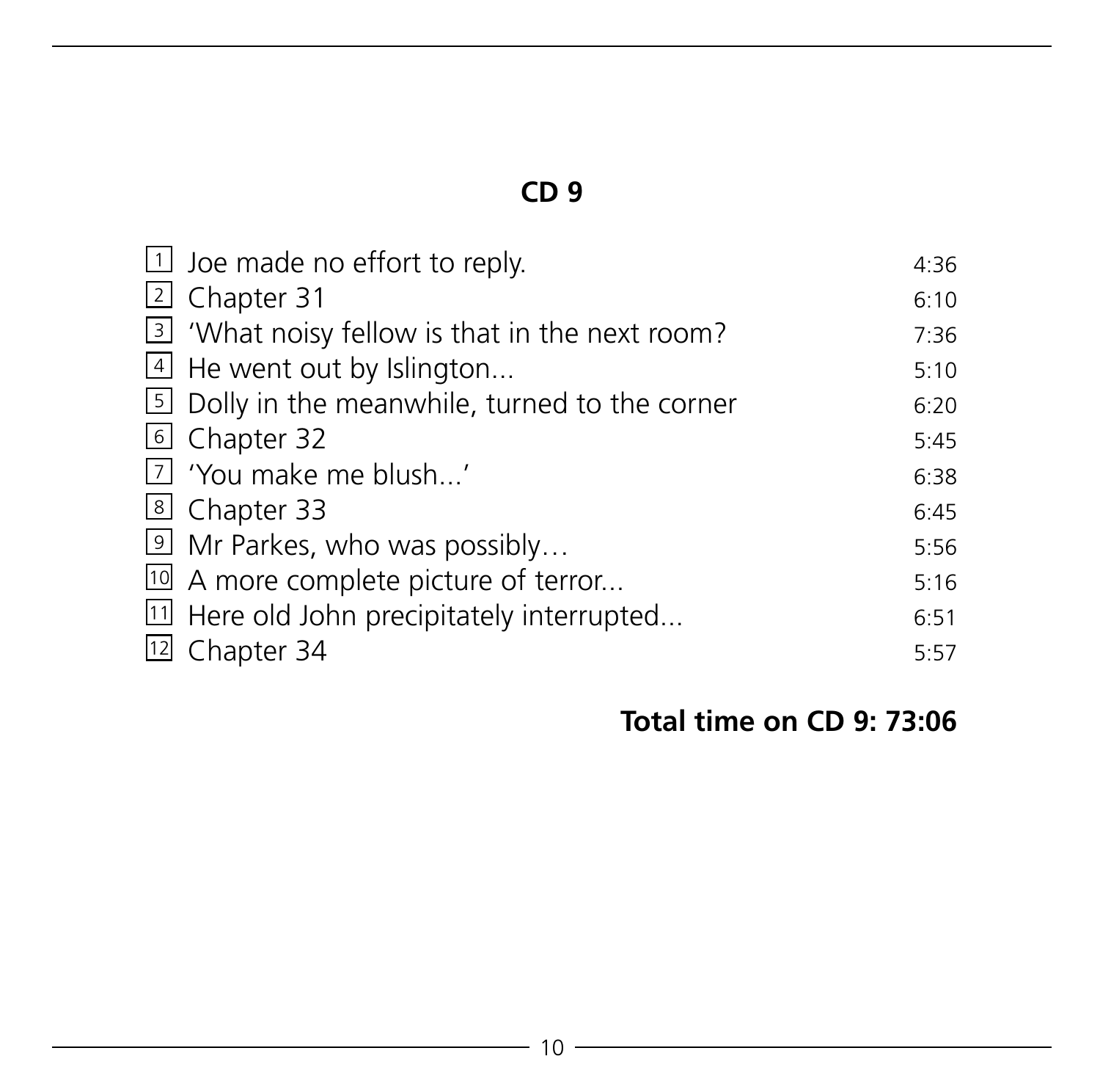## CD 9

| | | |
|---|---|---|
| 1 | Joe made no effort to reply. | 4:36 |
| 2 | Chapter 31 | 6:10 |
| 3 | 'What noisy fellow is that in the next room? | 7:36 |
| 4 | He went out by Islington... | 5:10 |
| 5 | Dolly in the meanwhile, turned to the corner | 6:20 |
| 6 | Chapter 32 | 5:45 |
| 7 | 'You make me blush...' | 6:38 |
| 8 | Chapter 33 | 6:45 |
| 9 | Mr Parkes, who was possibly… | 5:56 |
| 10 | A more complete picture of terror... | 5:16 |
| 11 | Here old John precipitately interrupted... | 6:51 |
| 12 | Chapter 34 | 5:57 |

**Total time on CD 9: 73:06**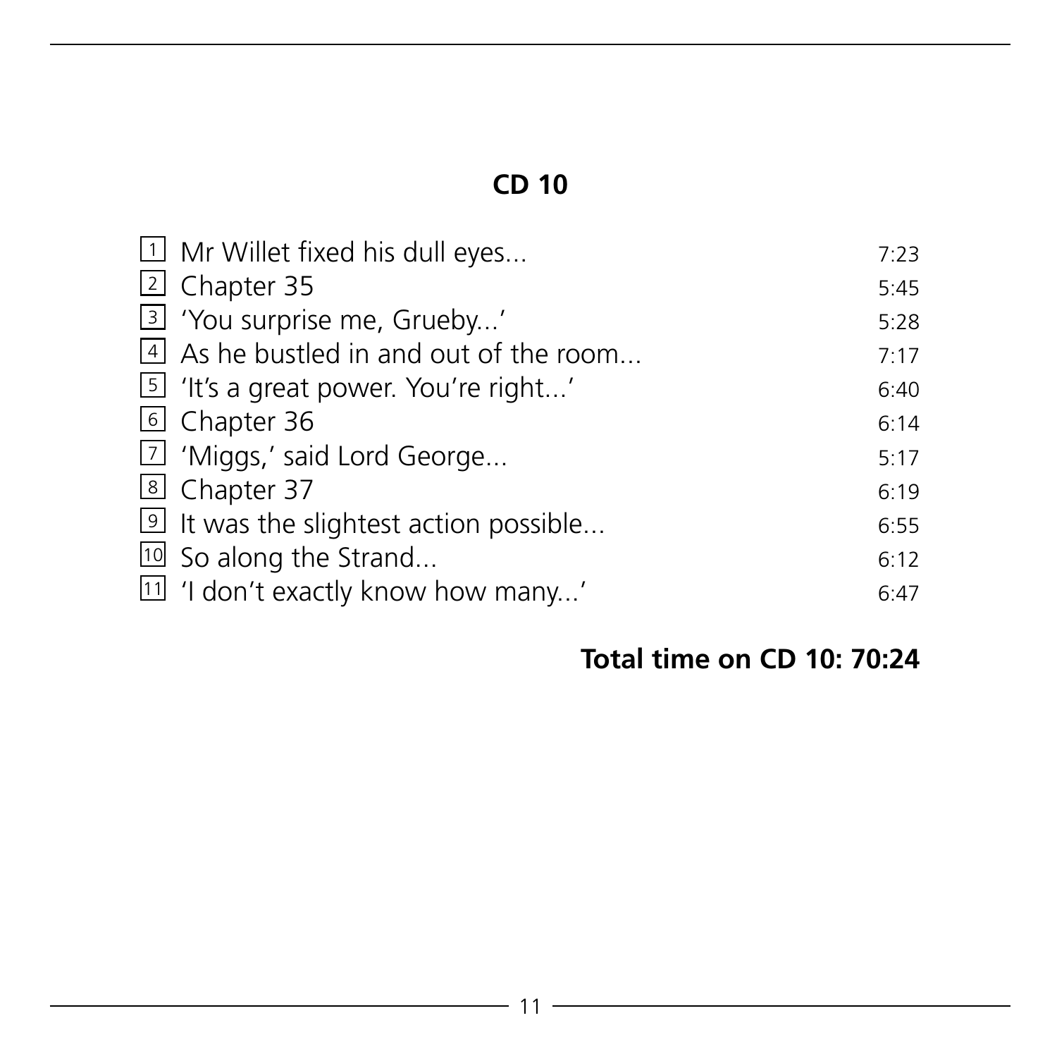## CD 10

| | | |
|---|---|---|
| 1 | Mr Willet fixed his dull eyes... | 7:23 |
| 2 | Chapter 35 | 5:45 |
| 3 | 'You surprise me, Grueby...' | 5:28 |
| 4 | As he bustled in and out of the room... | 7:17 |
| 5 | 'It's a great power. You're right...' | 6:40 |
| 6 | Chapter 36 | 6:14 |
| 7 | 'Miggs,' said Lord George... | 5:17 |
| 8 | Chapter 37 | 6:19 |
| 9 | It was the slightest action possible... | 6:55 |
| 10 | So along the Strand... | 6:12 |
| 11 | 'I don't exactly know how many...' | 6:47 |

**Total time on CD 10: 70:24**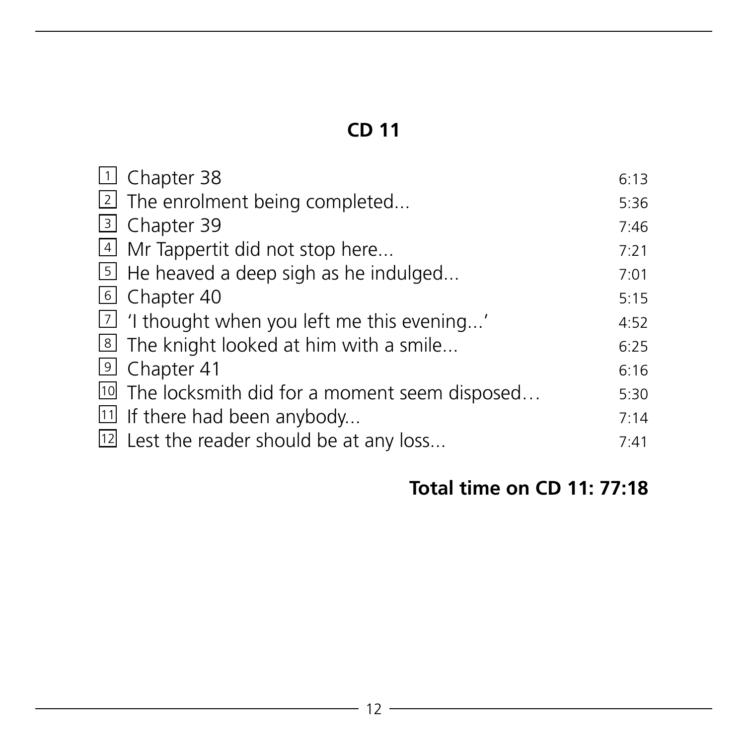## CD 11

| | | |
|---|---|---|
| 1 | Chapter 38 | 6:13 |
| 2 | The enrolment being completed... | 5:36 |
| 3 | Chapter 39 | 7:46 |
| 4 | Mr Tappertit did not stop here... | 7:21 |
| 5 | He heaved a deep sigh as he indulged... | 7:01 |
| 6 | Chapter 40 | 5:15 |
| 7 | 'I thought when you left me this evening...' | 4:52 |
| 8 | The knight looked at him with a smile... | 6:25 |
| 9 | Chapter 41 | 6:16 |
| 10 | The locksmith did for a moment seem disposed… | 5:30 |
| 11 | If there had been anybody... | 7:14 |
| 12 | Lest the reader should be at any loss... | 7:41 |

**Total time on CD 11: 77:18**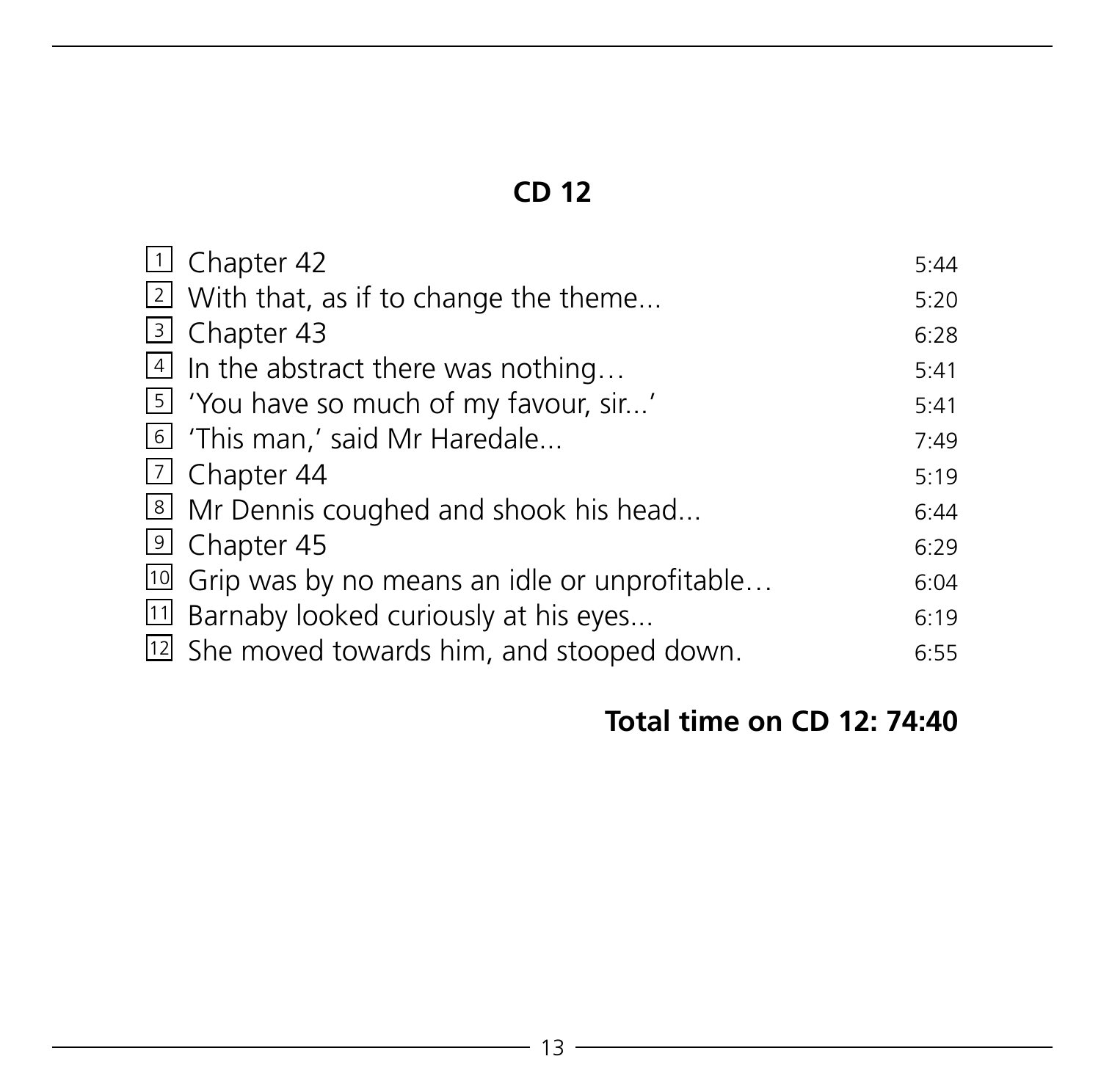## CD 12

| | | |
|---|---|---|
| 1 | Chapter 42 | 5:44 |
| 2 | With that, as if to change the theme... | 5:20 |
| 3 | Chapter 43 | 6:28 |
| 4 | In the abstract there was nothing… | 5:41 |
| 5 | 'You have so much of my favour, sir...' | 5:41 |
| 6 | 'This man,' said Mr Haredale... | 7:49 |
| 7 | Chapter 44 | 5:19 |
| 8 | Mr Dennis coughed and shook his head... | 6:44 |
| 9 | Chapter 45 | 6:29 |
| 10 | Grip was by no means an idle or unprofitable… | 6:04 |
| 11 | Barnaby looked curiously at his eyes... | 6:19 |
| 12 | She moved towards him, and stooped down. | 6:55 |

**Total time on CD 12: 74:40**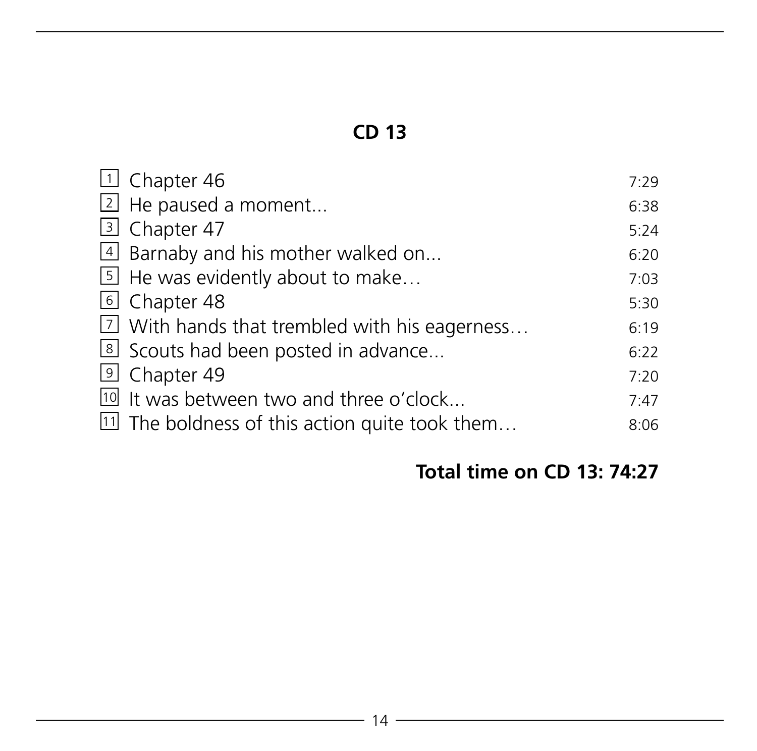## CD 13

| | | |
|---|---|---|
| 1 | Chapter 46 | 7:29 |
| 2 | He paused a moment... | 6:38 |
| 3 | Chapter 47 | 5:24 |
| 4 | Barnaby and his mother walked on... | 6:20 |
| 5 | He was evidently about to make… | 7:03 |
| 6 | Chapter 48 | 5:30 |
| 7 | With hands that trembled with his eagerness… | 6:19 |
| 8 | Scouts had been posted in advance... | 6:22 |
| 9 | Chapter 49 | 7:20 |
| 10 | It was between two and three o'clock... | 7:47 |
| 11 | The boldness of this action quite took them… | 8:06 |

**Total time on CD 13: 74:27**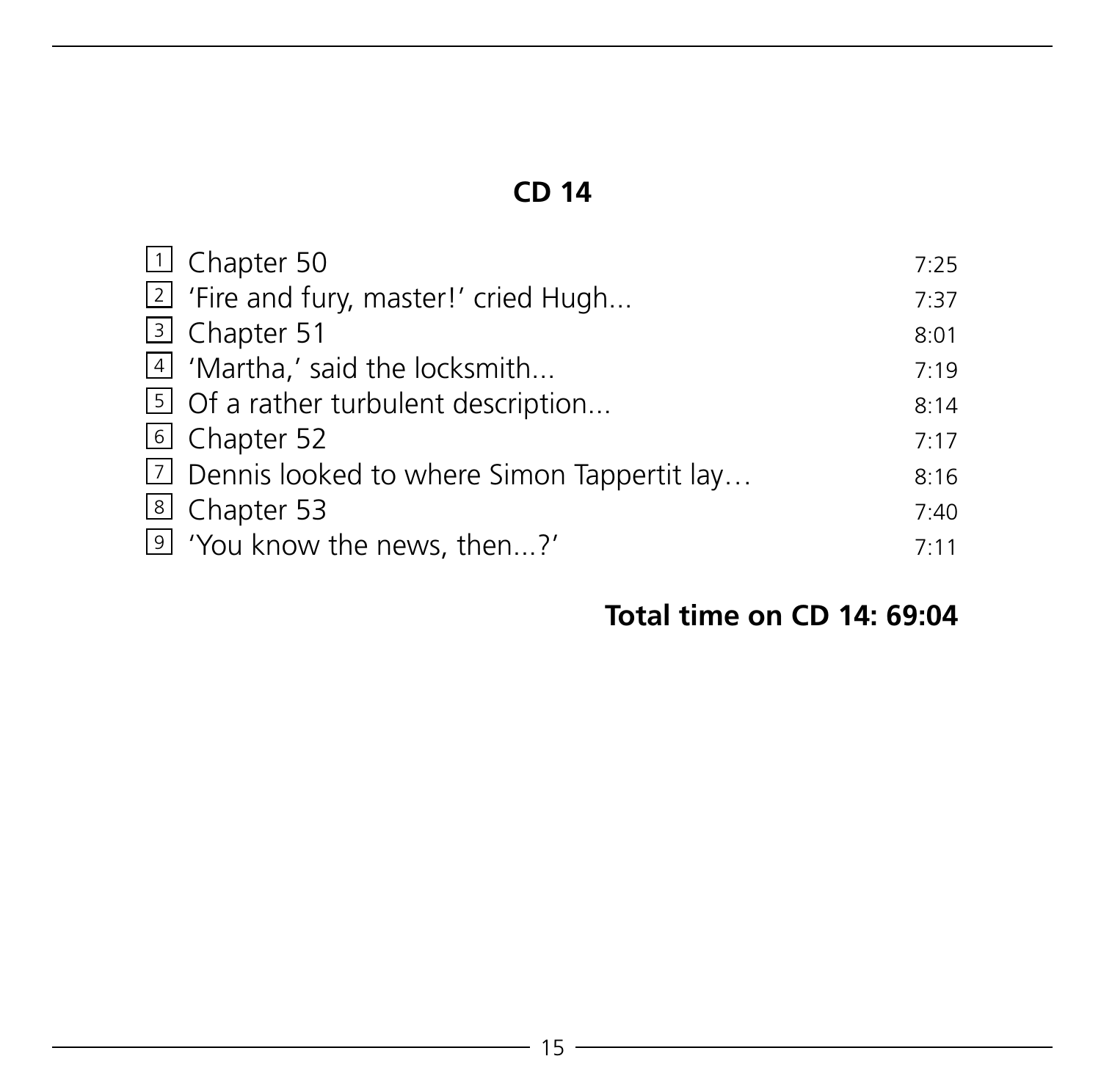## CD 14

| | | |
|---|---|---|
| 1 | Chapter 50 | 7:25 |
| 2 | 'Fire and fury, master!' cried Hugh... | 7:37 |
| 3 | Chapter 51 | 8:01 |
| 4 | 'Martha,' said the locksmith... | 7:19 |
| 5 | Of a rather turbulent description... | 8:14 |
| 6 | Chapter 52 | 7:17 |
| 7 | Dennis looked to where Simon Tappertit lay… | 8:16 |
| 8 | Chapter 53 | 7:40 |
| 9 | 'You know the news, then...?' | 7:11 |

**Total time on CD 14: 69:04**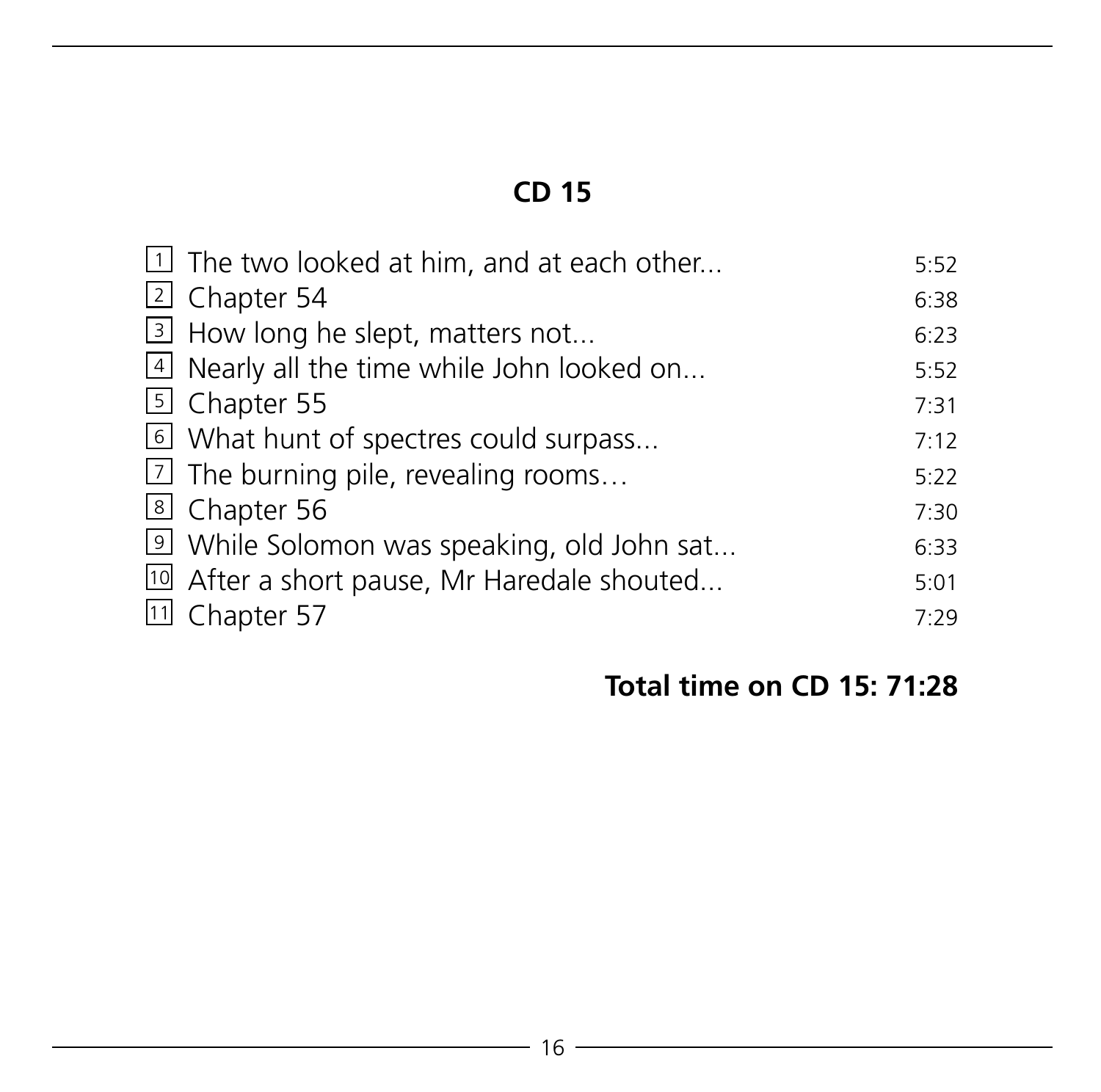## CD 15

| | | |
|---|---|---|
| 1 | The two looked at him, and at each other... | 5:52 |
| 2 | Chapter 54 | 6:38 |
| 3 | How long he slept, matters not... | 6:23 |
| 4 | Nearly all the time while John looked on... | 5:52 |
| 5 | Chapter 55 | 7:31 |
| 6 | What hunt of spectres could surpass... | 7:12 |
| 7 | The burning pile, revealing rooms… | 5:22 |
| 8 | Chapter 56 | 7:30 |
| 9 | While Solomon was speaking, old John sat... | 6:33 |
| 10 | After a short pause, Mr Haredale shouted... | 5:01 |
| 11 | Chapter 57 | 7:29 |

**Total time on CD 15: 71:28**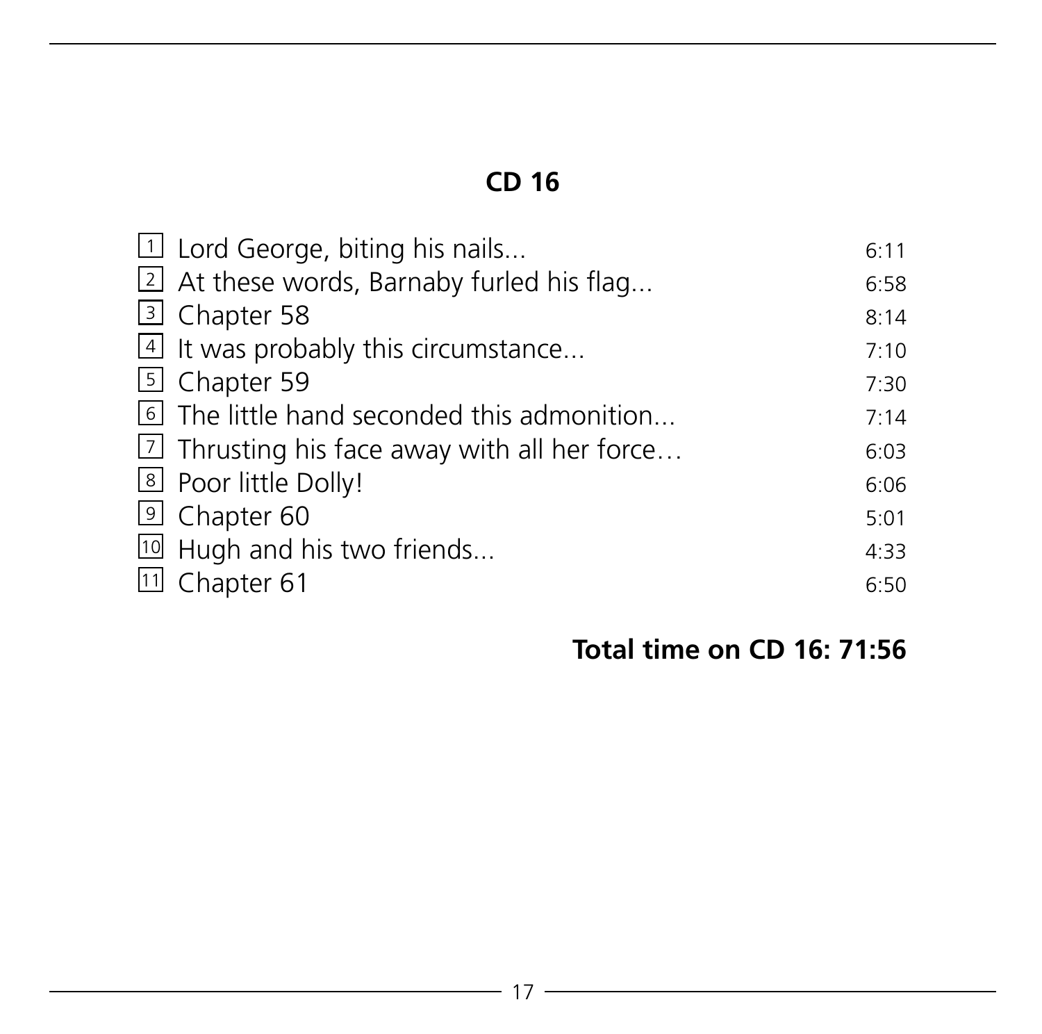## CD 16

| | | |
|---|---|---|
| 1 | Lord George, biting his nails... | 6:11 |
| 2 | At these words, Barnaby furled his flag... | 6:58 |
| 3 | Chapter 58 | 8:14 |
| 4 | It was probably this circumstance... | 7:10 |
| 5 | Chapter 59 | 7:30 |
| 6 | The little hand seconded this admonition... | 7:14 |
| 7 | Thrusting his face away with all her force… | 6:03 |
| 8 | Poor little Dolly! | 6:06 |
| 9 | Chapter 60 | 5:01 |
| 10 | Hugh and his two friends... | 4:33 |
| 11 | Chapter 61 | 6:50 |

**Total time on CD 16: 71:56**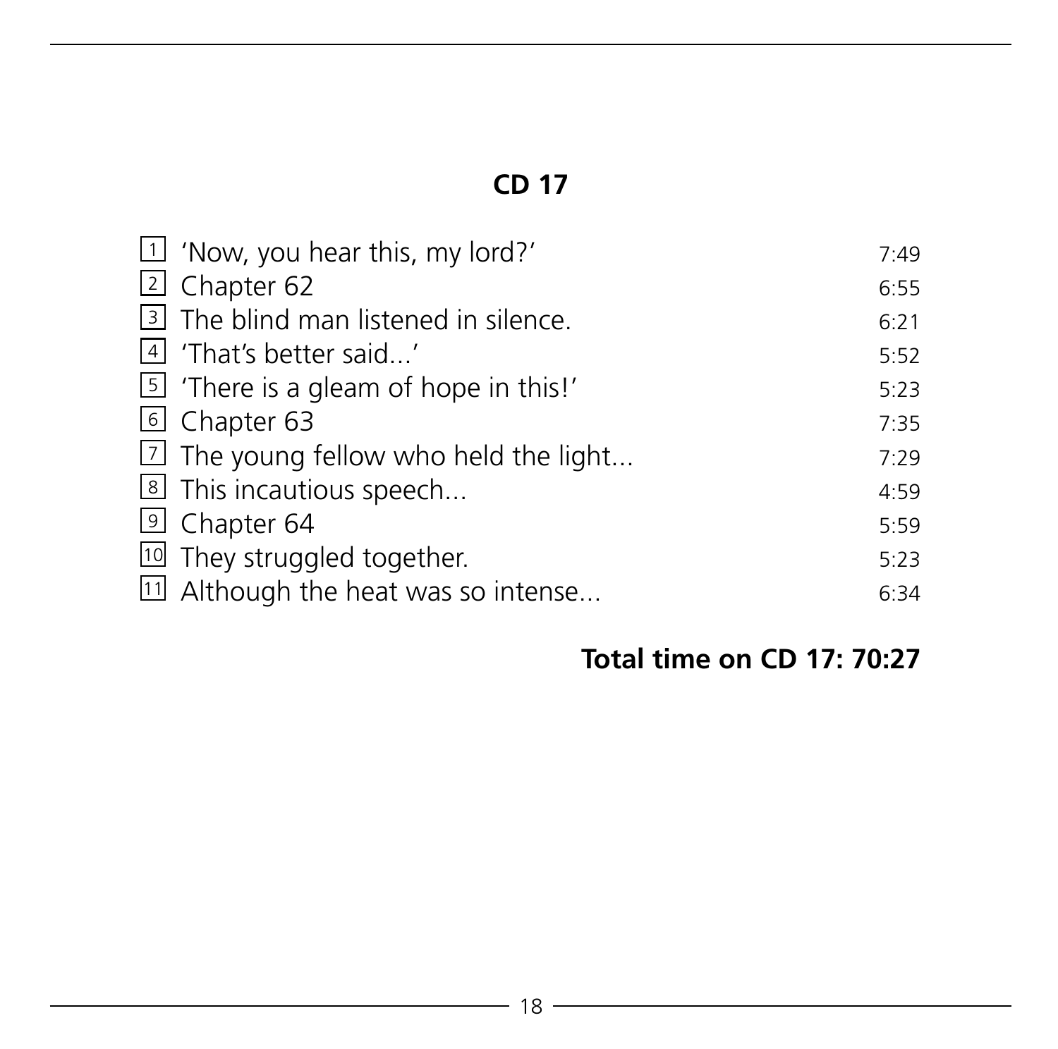## CD 17

| | | |
|---|---|---|
| 1 | 'Now, you hear this, my lord?' | 7:49 |
| 2 | Chapter 62 | 6:55 |
| 3 | The blind man listened in silence. | 6:21 |
| 4 | 'That's better said...' | 5:52 |
| 5 | 'There is a gleam of hope in this!' | 5:23 |
| 6 | Chapter 63 | 7:35 |
| 7 | The young fellow who held the light... | 7:29 |
| 8 | This incautious speech... | 4:59 |
| 9 | Chapter 64 | 5:59 |
| 10 | They struggled together. | 5:23 |
| 11 | Although the heat was so intense... | 6:34 |

**Total time on CD 17: 70:27**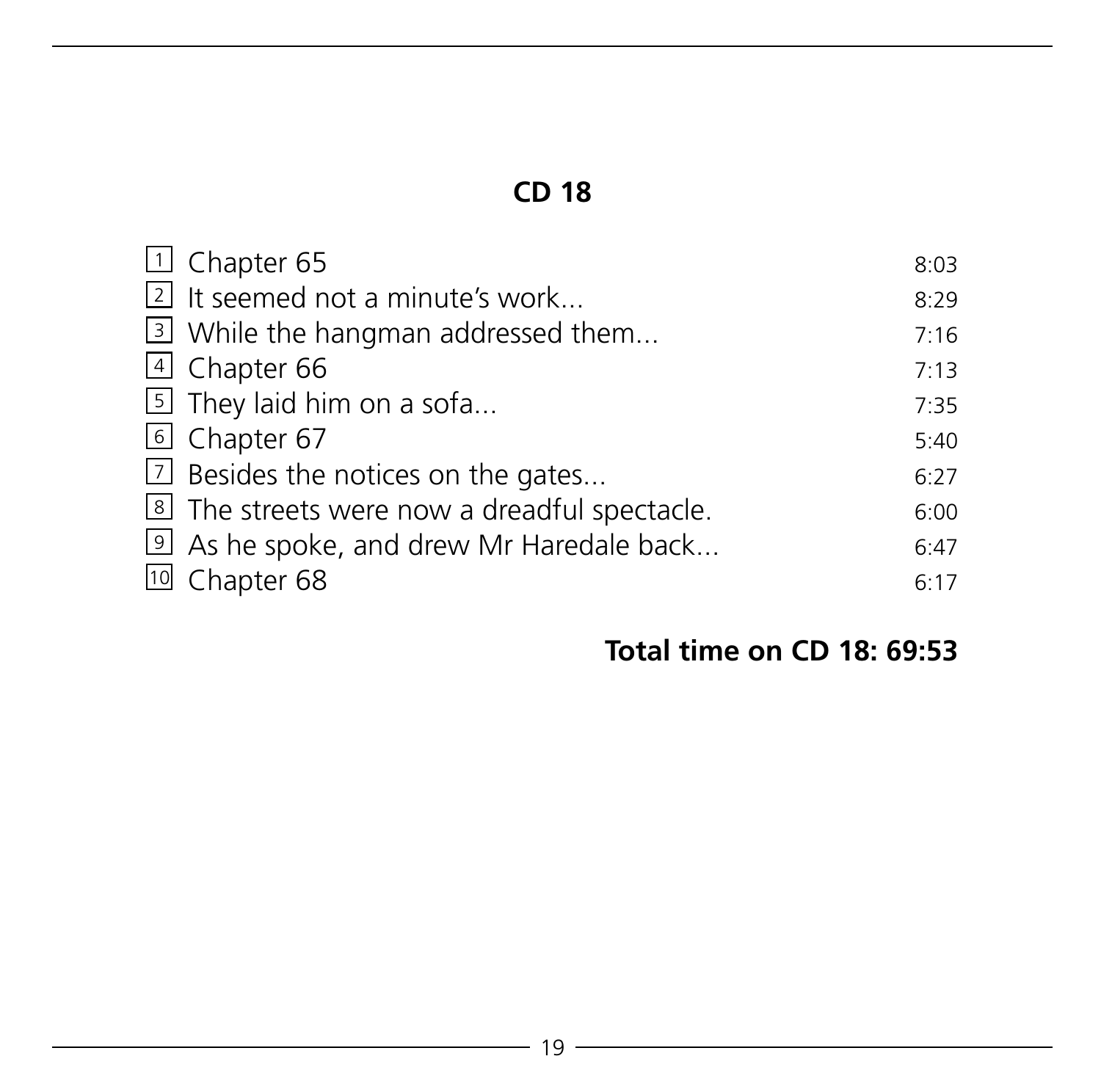## CD 18

| | | |
|---|---|---|
| 1 | Chapter 65 | 8:03 |
| 2 | It seemed not a minute's work… | 8:29 |
| 3 | While the hangman addressed them… | 7:16 |
| 4 | Chapter 66 | 7:13 |
| 5 | They laid him on a sofa… | 7:35 |
| 6 | Chapter 67 | 5:40 |
| 7 | Besides the notices on the gates… | 6:27 |
| 8 | The streets were now a dreadful spectacle. | 6:00 |
| 9 | As he spoke, and drew Mr Haredale back… | 6:47 |
| 10 | Chapter 68 | 6:17 |

**Total time on CD 18: 69:53**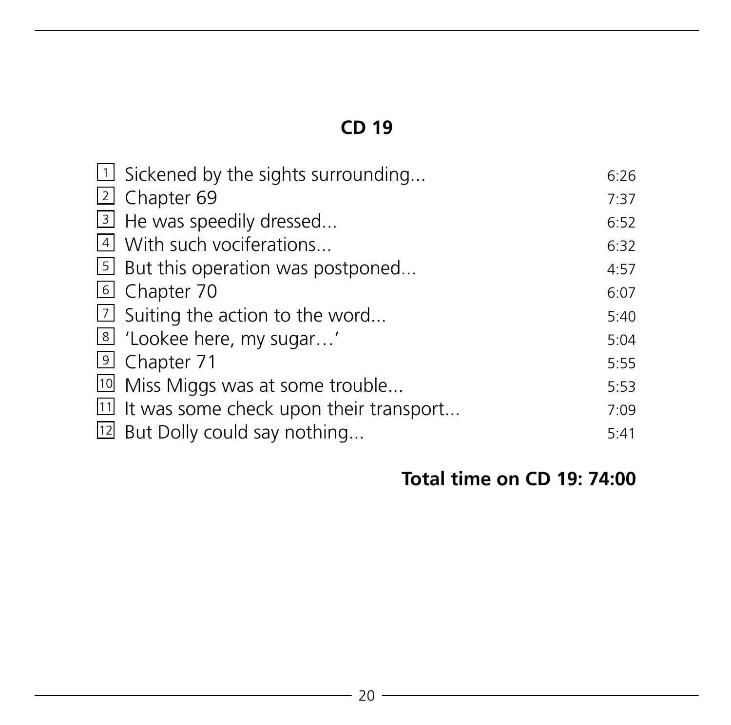## CD 19

| | | |
|---|---|---|
| 1 | Sickened by the sights surrounding... | 6:26 |
| 2 | Chapter 69 | 7:37 |
| 3 | He was speedily dressed... | 6:52 |
| 4 | With such vociferations... | 6:32 |
| 5 | But this operation was postponed... | 4:57 |
| 6 | Chapter 70 | 6:07 |
| 7 | Suiting the action to the word... | 5:40 |
| 8 | 'Lookee here, my sugar…' | 5:04 |
| 9 | Chapter 71 | 5:55 |
| 10 | Miss Miggs was at some trouble... | 5:53 |
| 11 | It was some check upon their transport... | 7:09 |
| 12 | But Dolly could say nothing... | 5:41 |

**Total time on CD 19: 74:00**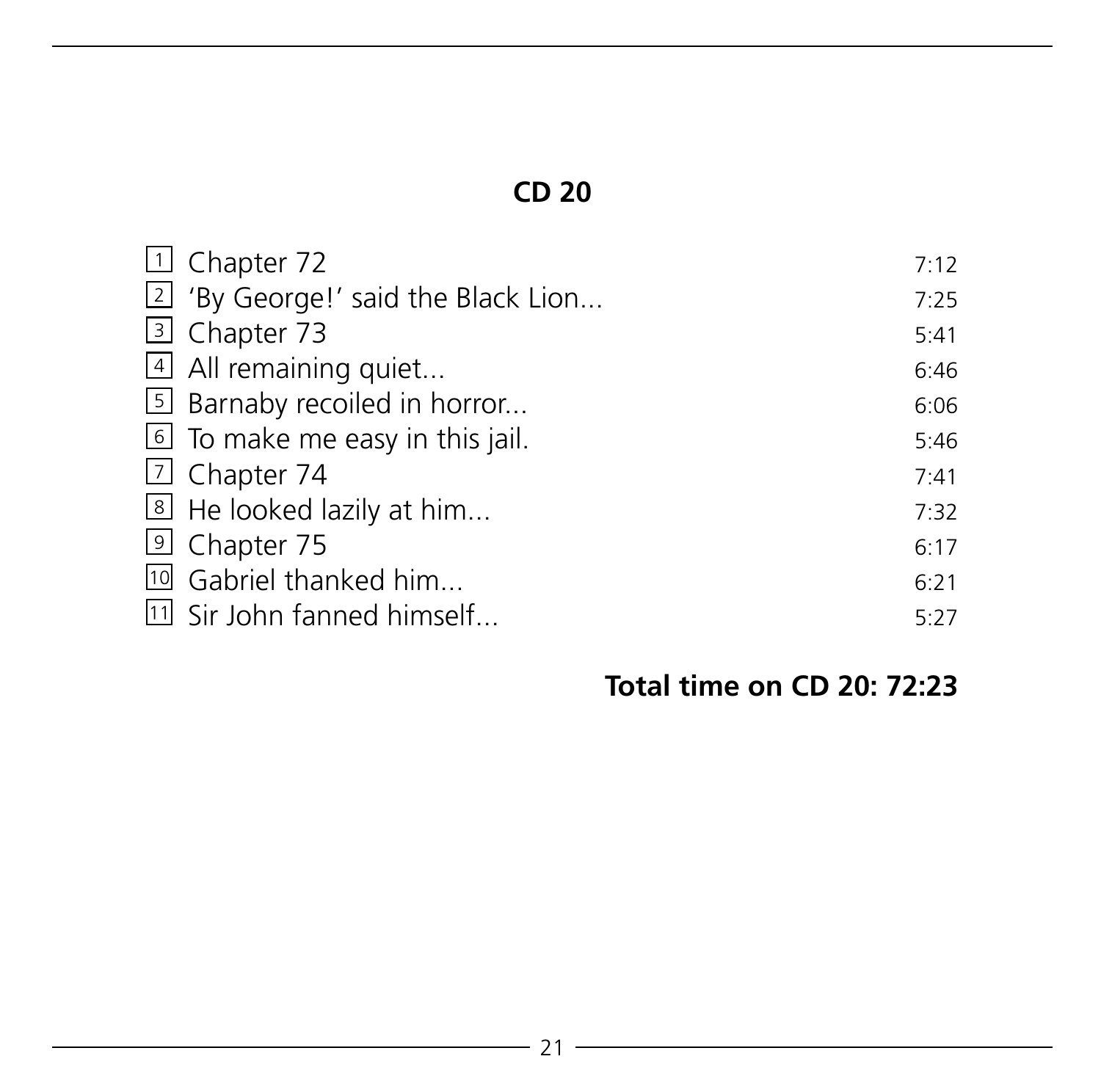## CD 20

| | | |
|---|---|---|
| 1 | Chapter 72 | 7:12 |
| 2 | 'By George!' said the Black Lion... | 7:25 |
| 3 | Chapter 73 | 5:41 |
| 4 | All remaining quiet... | 6:46 |
| 5 | Barnaby recoiled in horror... | 6:06 |
| 6 | To make me easy in this jail. | 5:46 |
| 7 | Chapter 74 | 7:41 |
| 8 | He looked lazily at him... | 7:32 |
| 9 | Chapter 75 | 6:17 |
| 10 | Gabriel thanked him... | 6:21 |
| 11 | Sir John fanned himself... | 5:27 |

**Total time on CD 20: 72:23**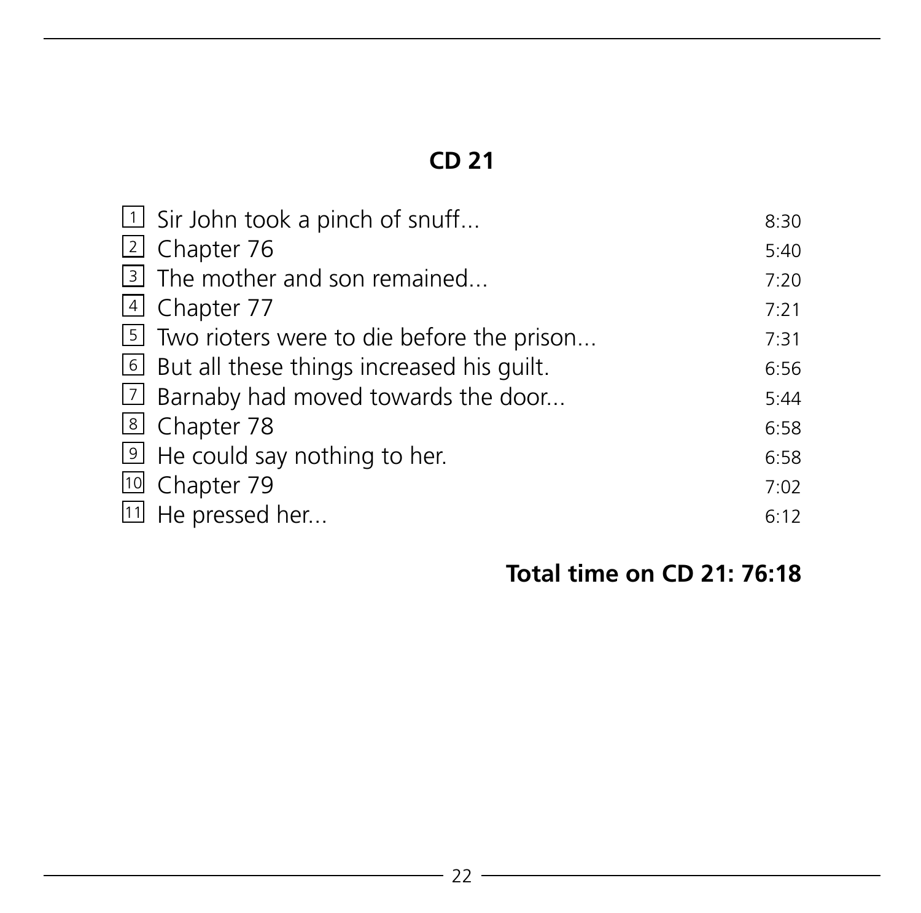## CD 21

| | | |
|---|---|---|
| 1 | Sir John took a pinch of snuff... | 8:30 |
| 2 | Chapter 76 | 5:40 |
| 3 | The mother and son remained... | 7:20 |
| 4 | Chapter 77 | 7:21 |
| 5 | Two rioters were to die before the prison... | 7:31 |
| 6 | But all these things increased his guilt. | 6:56 |
| 7 | Barnaby had moved towards the door... | 5:44 |
| 8 | Chapter 78 | 6:58 |
| 9 | He could say nothing to her. | 6:58 |
| 10 | Chapter 79 | 7:02 |
| 11 | He pressed her... | 6:12 |

**Total time on CD 21: 76:18**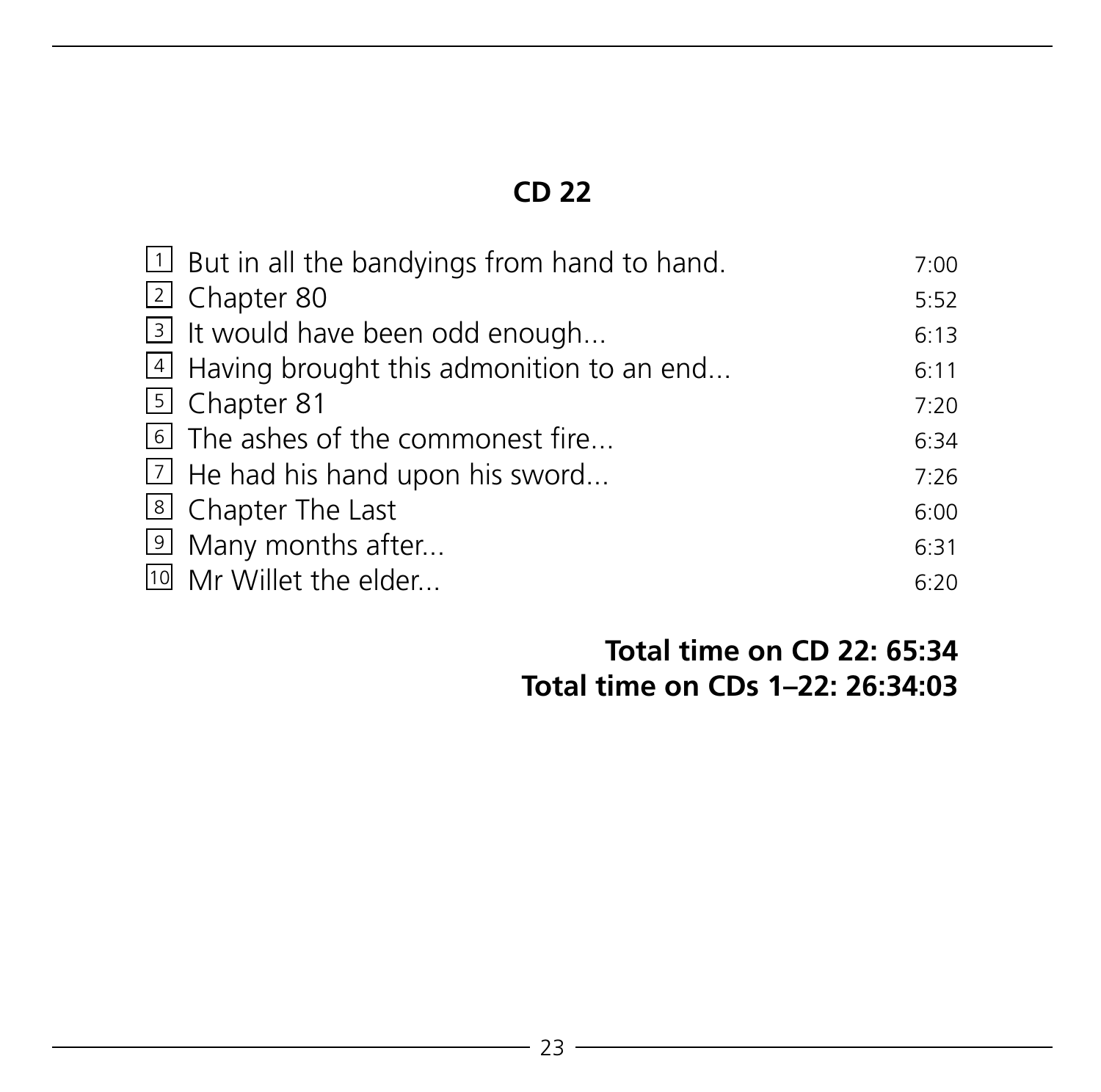## CD 22

| | | |
|---|---|---|
| 1 | But in all the bandyings from hand to hand. | 7:00 |
| 2 | Chapter 80 | 5:52 |
| 3 | It would have been odd enough... | 6:13 |
| 4 | Having brought this admonition to an end... | 6:11 |
| 5 | Chapter 81 | 7:20 |
| 6 | The ashes of the commonest fire... | 6:34 |
| 7 | He had his hand upon his sword... | 7:26 |
| 8 | Chapter The Last | 6:00 |
| 9 | Many months after... | 6:31 |
| 10 | Mr Willet the elder... | 6:20 |

**Total time on CD 22: 65:34**
**Total time on CDs 1–22: 26:34:03**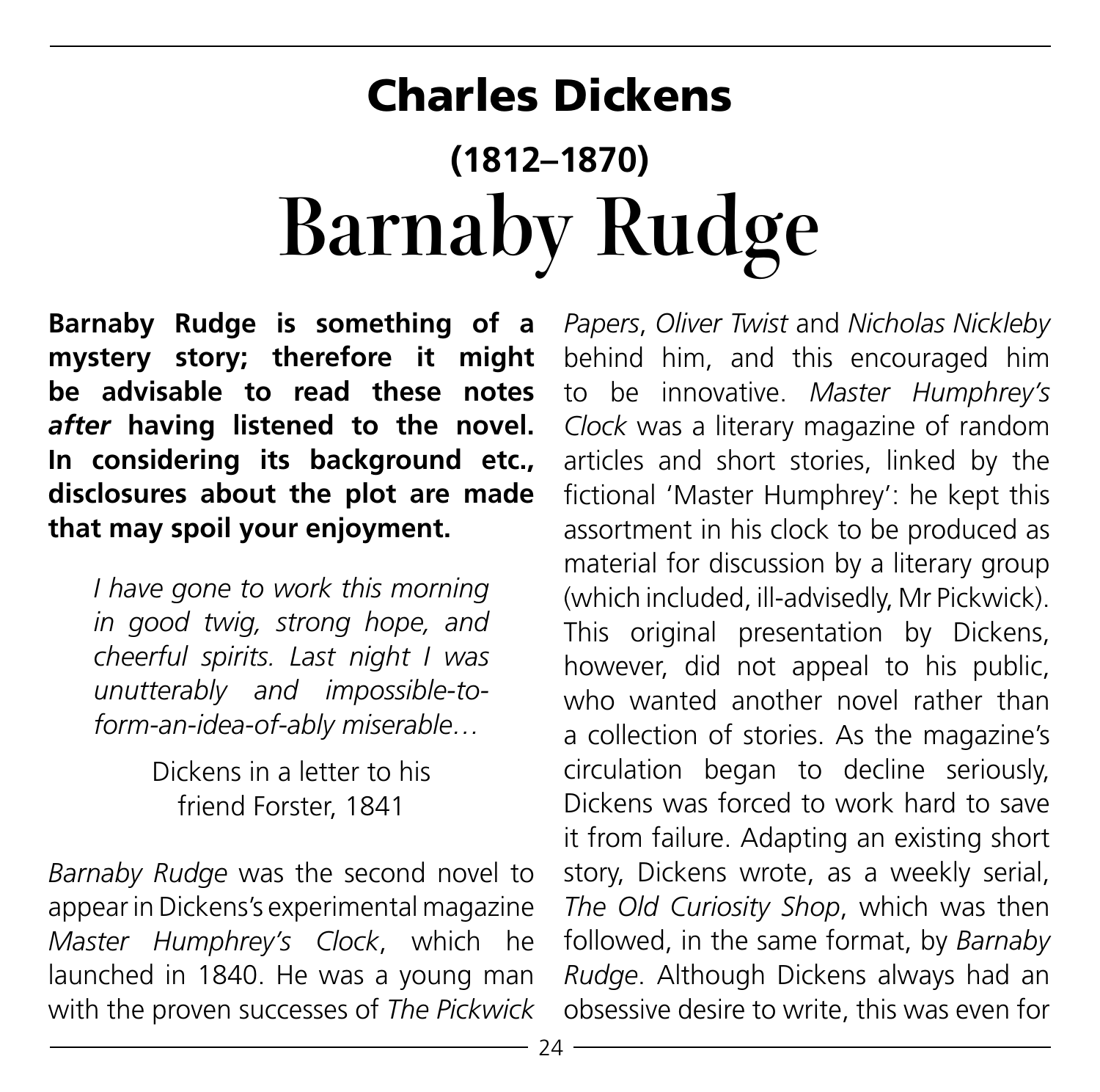# Charles Dickens

## (1812–1870)

# Barnaby Rudge

**Barnaby Rudge is something of a mystery story; therefore it might be advisable to read these notes *after* having listened to the novel. In considering its background etc., disclosures about the plot are made that may spoil your enjoyment.**

> *I have gone to work this morning in good twig, strong hope, and cheerful spirits. Last night I was unutterably and impossible-to-form-an-idea-of-ably miserable…*
>
> Dickens in a letter to his friend Forster, 1841

*Barnaby Rudge* was the second novel to appear in Dickens's experimental magazine *Master Humphrey's Clock*, which he launched in 1840. He was a young man with the proven successes of *The Pickwick Papers*, *Oliver Twist* and *Nicholas Nickleby* behind him, and this encouraged him to be innovative. *Master Humphrey's Clock* was a literary magazine of random articles and short stories, linked by the fictional 'Master Humphrey': he kept this assortment in his clock to be produced as material for discussion by a literary group (which included, ill-advisedly, Mr Pickwick). This original presentation by Dickens, however, did not appeal to his public, who wanted another novel rather than a collection of stories. As the magazine's circulation began to decline seriously, Dickens was forced to work hard to save it from failure. Adapting an existing short story, Dickens wrote, as a weekly serial, *The Old Curiosity Shop*, which was then followed, in the same format, by *Barnaby Rudge*. Although Dickens always had an obsessive desire to write, this was even for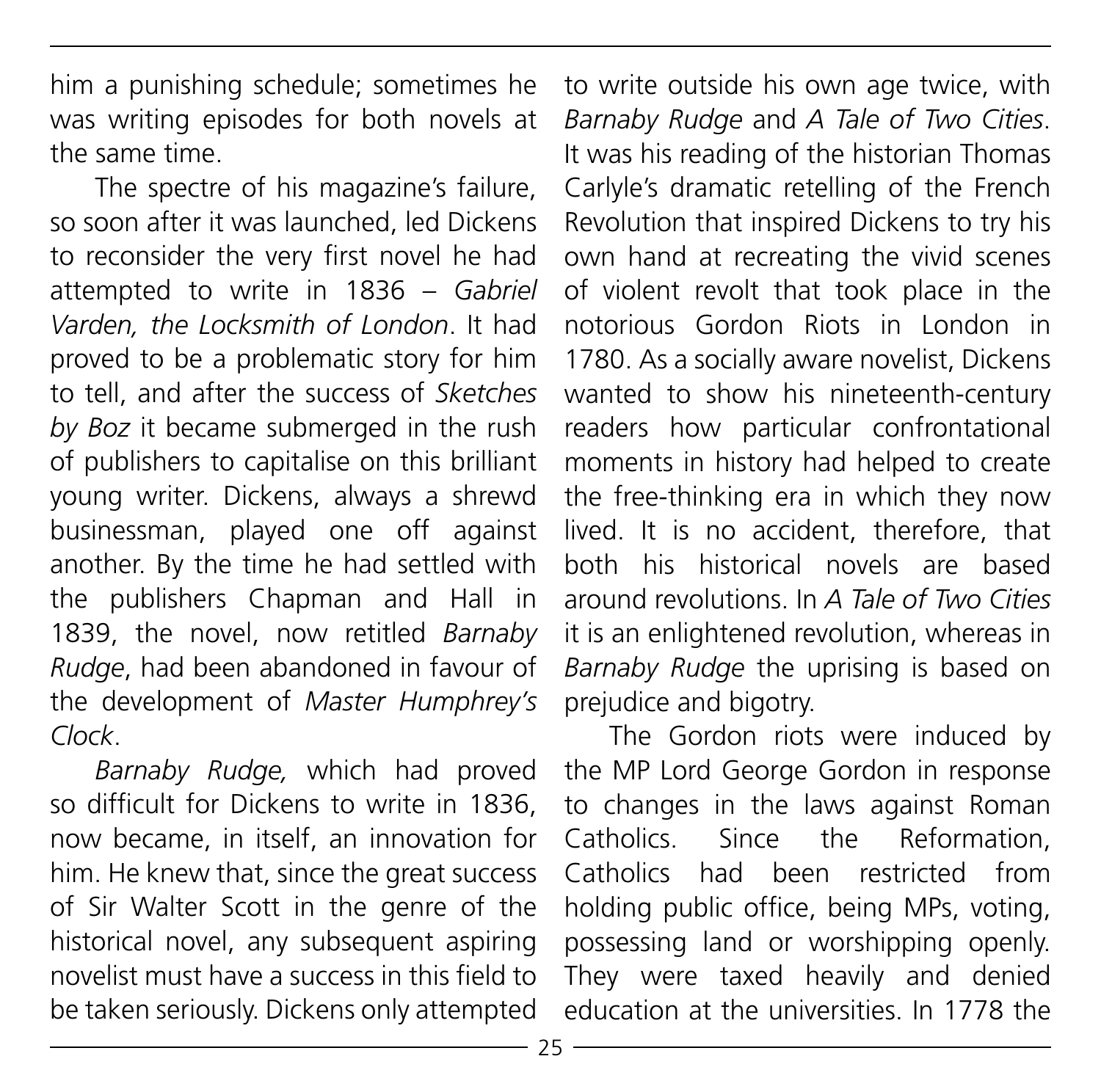him a punishing schedule; sometimes he was writing episodes for both novels at the same time.

The spectre of his magazine's failure, so soon after it was launched, led Dickens to reconsider the very first novel he had attempted to write in 1836 – *Gabriel Varden, the Locksmith of London*. It had proved to be a problematic story for him to tell, and after the success of *Sketches by Boz* it became submerged in the rush of publishers to capitalise on this brilliant young writer. Dickens, always a shrewd businessman, played one off against another. By the time he had settled with the publishers Chapman and Hall in 1839, the novel, now retitled *Barnaby Rudge*, had been abandoned in favour of the development of *Master Humphrey's Clock*.

*Barnaby Rudge,* which had proved so difficult for Dickens to write in 1836, now became, in itself, an innovation for him. He knew that, since the great success of Sir Walter Scott in the genre of the historical novel, any subsequent aspiring novelist must have a success in this field to be taken seriously. Dickens only attempted to write outside his own age twice, with *Barnaby Rudge* and *A Tale of Two Cities*. It was his reading of the historian Thomas Carlyle's dramatic retelling of the French Revolution that inspired Dickens to try his own hand at recreating the vivid scenes of violent revolt that took place in the notorious Gordon Riots in London in 1780. As a socially aware novelist, Dickens wanted to show his nineteenth-century readers how particular confrontational moments in history had helped to create the free-thinking era in which they now lived. It is no accident, therefore, that both his historical novels are based around revolutions. In *A Tale of Two Cities* it is an enlightened revolution, whereas in *Barnaby Rudge* the uprising is based on prejudice and bigotry.

The Gordon riots were induced by the MP Lord George Gordon in response to changes in the laws against Roman Catholics. Since the Reformation, Catholics had been restricted from holding public office, being MPs, voting, possessing land or worshipping openly. They were taxed heavily and denied education at the universities. In 1778 the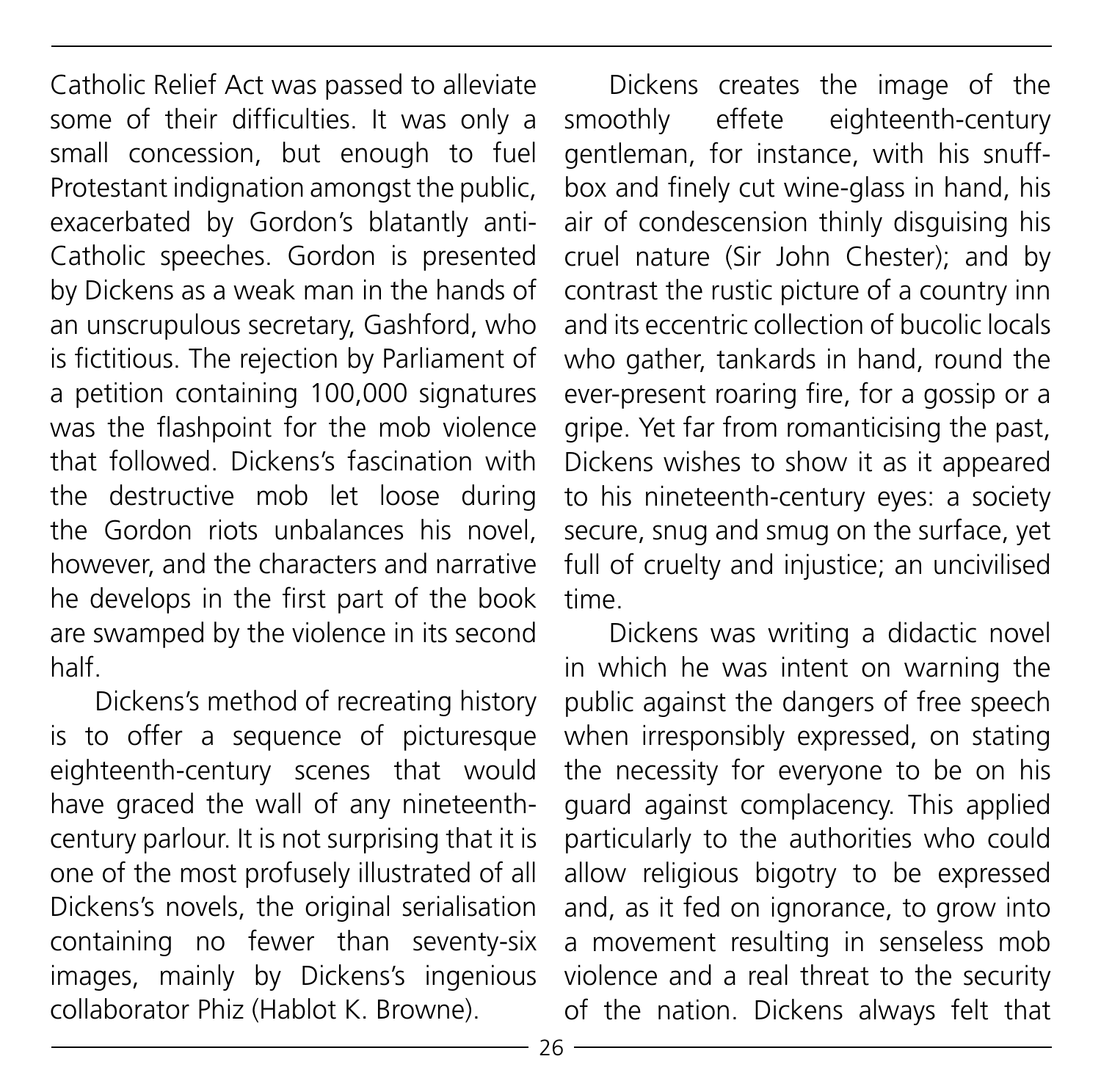Catholic Relief Act was passed to alleviate some of their difficulties. It was only a small concession, but enough to fuel Protestant indignation amongst the public, exacerbated by Gordon's blatantly anti-Catholic speeches. Gordon is presented by Dickens as a weak man in the hands of an unscrupulous secretary, Gashford, who is fictitious. The rejection by Parliament of a petition containing 100,000 signatures was the flashpoint for the mob violence that followed. Dickens's fascination with the destructive mob let loose during the Gordon riots unbalances his novel, however, and the characters and narrative he develops in the first part of the book are swamped by the violence in its second half.

Dickens's method of recreating history is to offer a sequence of picturesque eighteenth-century scenes that would have graced the wall of any nineteenth-century parlour. It is not surprising that it is one of the most profusely illustrated of all Dickens's novels, the original serialisation containing no fewer than seventy-six images, mainly by Dickens's ingenious collaborator Phiz (Hablot K. Browne).

Dickens creates the image of the smoothly effete eighteenth-century gentleman, for instance, with his snuff-box and finely cut wine-glass in hand, his air of condescension thinly disguising his cruel nature (Sir John Chester); and by contrast the rustic picture of a country inn and its eccentric collection of bucolic locals who gather, tankards in hand, round the ever-present roaring fire, for a gossip or a gripe. Yet far from romanticising the past, Dickens wishes to show it as it appeared to his nineteenth-century eyes: a society secure, snug and smug on the surface, yet full of cruelty and injustice; an uncivilised time.

Dickens was writing a didactic novel in which he was intent on warning the public against the dangers of free speech when irresponsibly expressed, on stating the necessity for everyone to be on his guard against complacency. This applied particularly to the authorities who could allow religious bigotry to be expressed and, as it fed on ignorance, to grow into a movement resulting in senseless mob violence and a real threat to the security of the nation. Dickens always felt that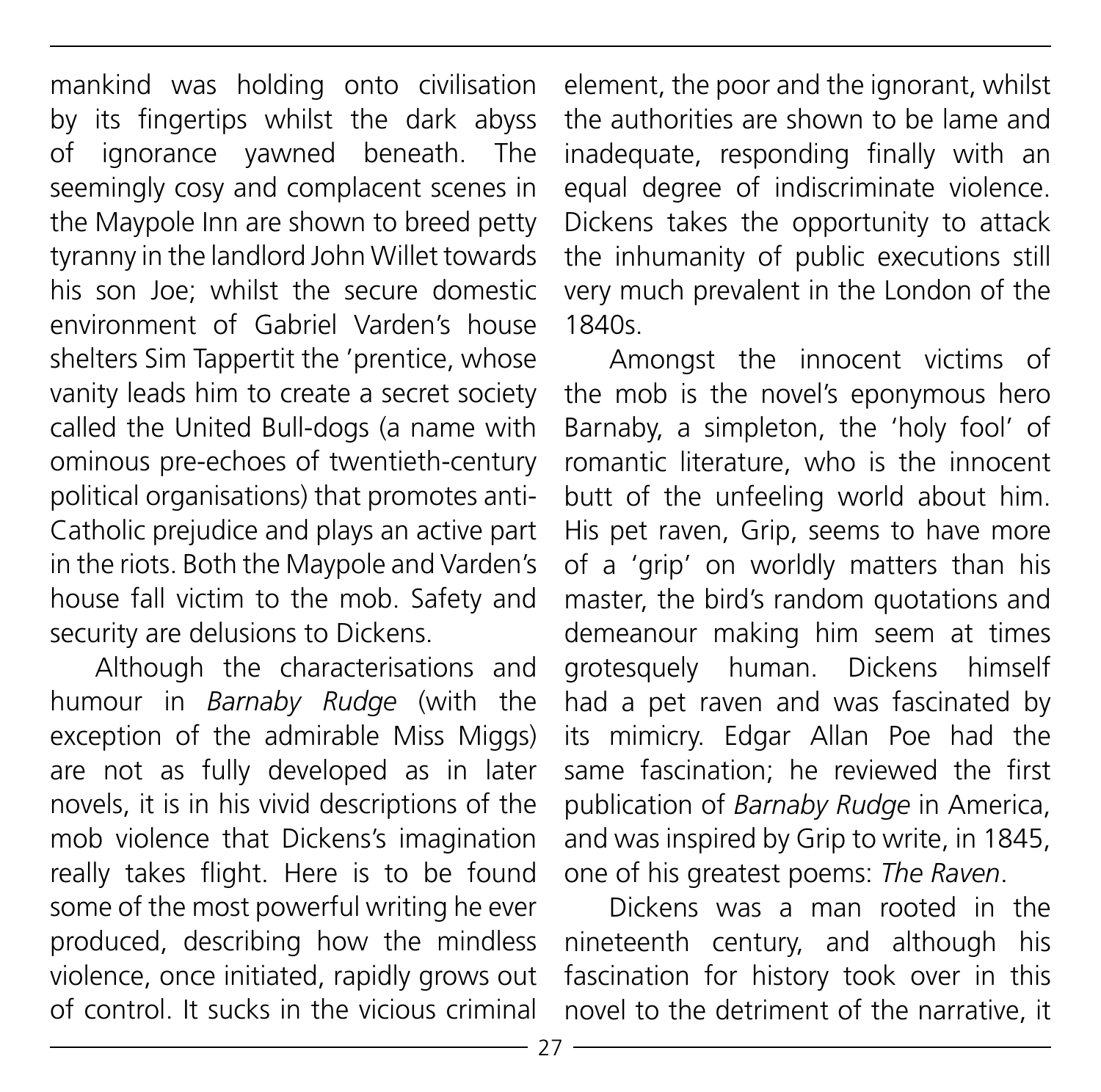mankind was holding onto civilisation by its fingertips whilst the dark abyss of ignorance yawned beneath. The seemingly cosy and complacent scenes in the Maypole Inn are shown to breed petty tyranny in the landlord John Willet towards his son Joe; whilst the secure domestic environment of Gabriel Varden's house shelters Sim Tappertit the 'prentice, whose vanity leads him to create a secret society called the United Bull-dogs (a name with ominous pre-echoes of twentieth-century political organisations) that promotes anti-Catholic prejudice and plays an active part in the riots. Both the Maypole and Varden's house fall victim to the mob. Safety and security are delusions to Dickens.

Although the characterisations and humour in *Barnaby Rudge* (with the exception of the admirable Miss Miggs) are not as fully developed as in later novels, it is in his vivid descriptions of the mob violence that Dickens's imagination really takes flight. Here is to be found some of the most powerful writing he ever produced, describing how the mindless violence, once initiated, rapidly grows out of control. It sucks in the vicious criminal element, the poor and the ignorant, whilst the authorities are shown to be lame and inadequate, responding finally with an equal degree of indiscriminate violence. Dickens takes the opportunity to attack the inhumanity of public executions still very much prevalent in the London of the 1840s.

Amongst the innocent victims of the mob is the novel's eponymous hero Barnaby, a simpleton, the 'holy fool' of romantic literature, who is the innocent butt of the unfeeling world about him. His pet raven, Grip, seems to have more of a 'grip' on worldly matters than his master, the bird's random quotations and demeanour making him seem at times grotesquely human. Dickens himself had a pet raven and was fascinated by its mimicry. Edgar Allan Poe had the same fascination; he reviewed the first publication of *Barnaby Rudge* in America, and was inspired by Grip to write, in 1845, one of his greatest poems: *The Raven*.

Dickens was a man rooted in the nineteenth century, and although his fascination for history took over in this novel to the detriment of the narrative, it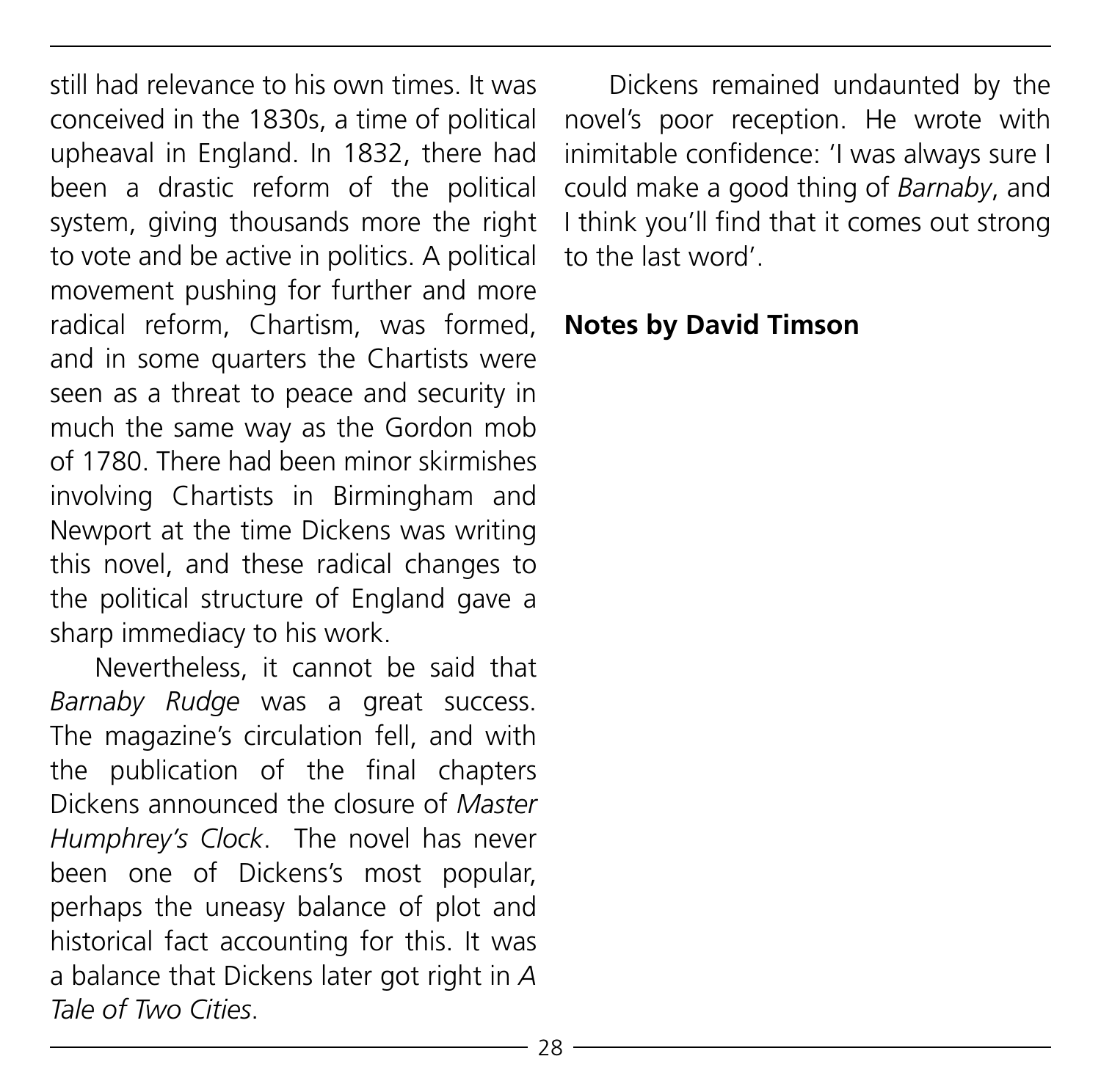still had relevance to his own times. It was conceived in the 1830s, a time of political upheaval in England. In 1832, there had been a drastic reform of the political system, giving thousands more the right to vote and be active in politics. A political movement pushing for further and more radical reform, Chartism, was formed, and in some quarters the Chartists were seen as a threat to peace and security in much the same way as the Gordon mob of 1780. There had been minor skirmishes involving Chartists in Birmingham and Newport at the time Dickens was writing this novel, and these radical changes to the political structure of England gave a sharp immediacy to his work.

Nevertheless, it cannot be said that *Barnaby Rudge* was a great success. The magazine's circulation fell, and with the publication of the final chapters Dickens announced the closure of *Master Humphrey's Clock*. The novel has never been one of Dickens's most popular, perhaps the uneasy balance of plot and historical fact accounting for this. It was a balance that Dickens later got right in *A Tale of Two Cities*.

Dickens remained undaunted by the novel's poor reception. He wrote with inimitable confidence: 'I was always sure I could make a good thing of *Barnaby*, and I think you'll find that it comes out strong to the last word'.

**Notes by David Timson**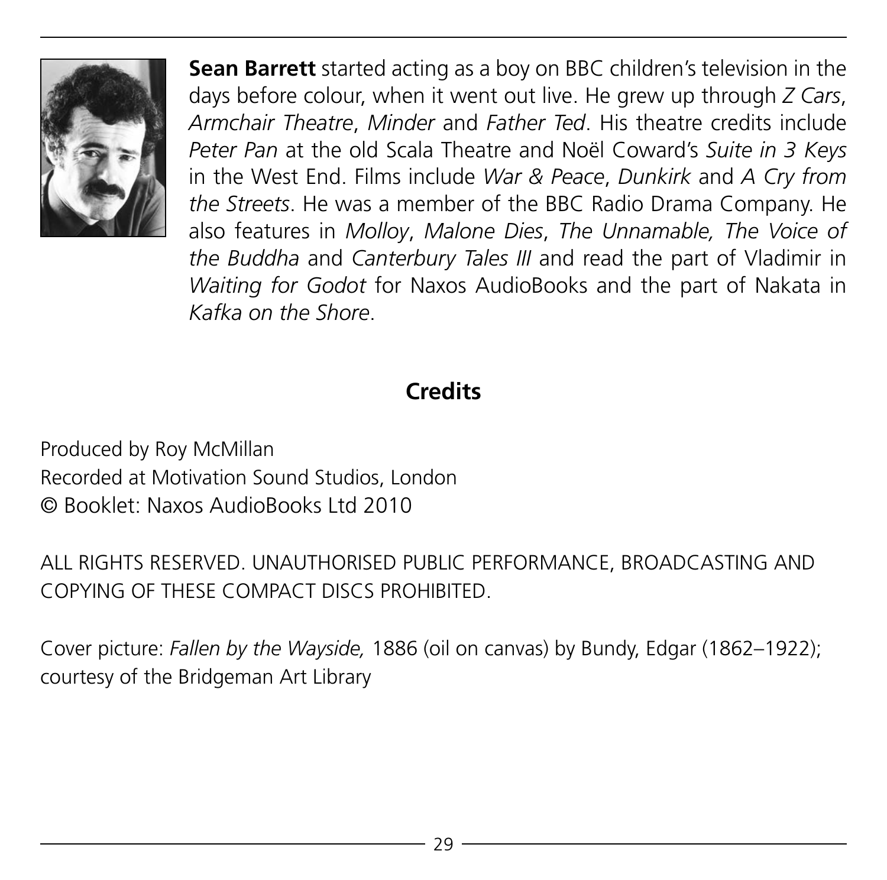**Sean Barrett** started acting as a boy on BBC children's television in the days before colour, when it went out live. He grew up through *Z Cars*, *Armchair Theatre*, *Minder* and *Father Ted*. His theatre credits include *Peter Pan* at the old Scala Theatre and Noël Coward's *Suite in 3 Keys* in the West End. Films include *War & Peace*, *Dunkirk* and *A Cry from the Streets*. He was a member of the BBC Radio Drama Company. He also features in *Molloy*, *Malone Dies*, *The Unnamable, The Voice of the Buddha* and *Canterbury Tales III* and read the part of Vladimir in *Waiting for Godot* for Naxos AudioBooks and the part of Nakata in *Kafka on the Shore*.

## Credits

Produced by Roy McMillan
Recorded at Motivation Sound Studios, London
© Booklet: Naxos AudioBooks Ltd 2010

ALL RIGHTS RESERVED. UNAUTHORISED PUBLIC PERFORMANCE, BROADCASTING AND COPYING OF THESE COMPACT DISCS PROHIBITED.

Cover picture: *Fallen by the Wayside,* 1886 (oil on canvas) by Bundy, Edgar (1862–1922); courtesy of the Bridgeman Art Library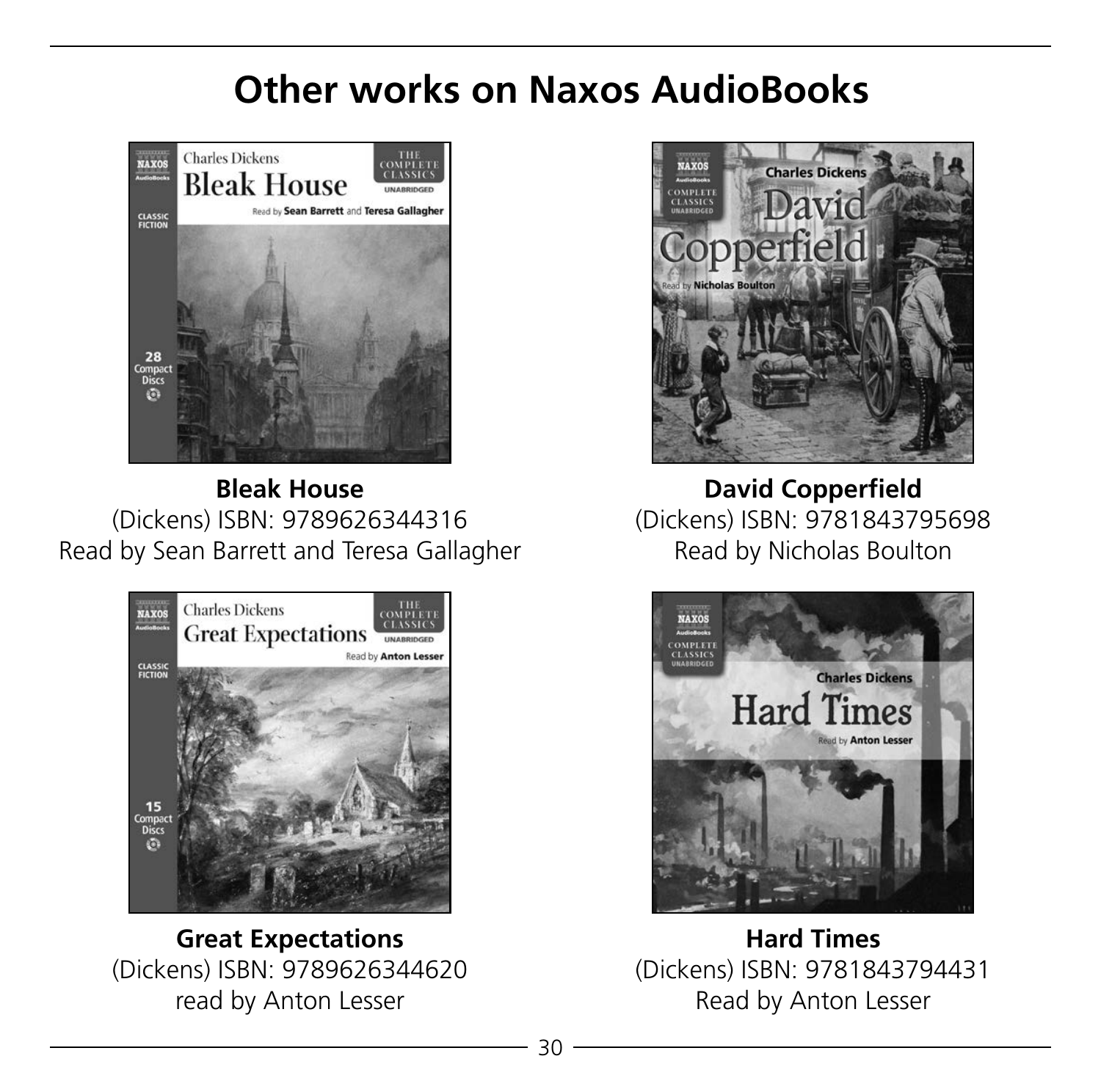# Other works on Naxos AudioBooks

**Bleak House**
(Dickens) ISBN: 9789626344316
Read by Sean Barrett and Teresa Gallagher

**David Copperfield**
(Dickens) ISBN: 9781843795698
Read by Nicholas Boulton

**Great Expectations**
(Dickens) ISBN: 9789626344620
read by Anton Lesser

**Hard Times**
(Dickens) ISBN: 9781843794431
Read by Anton Lesser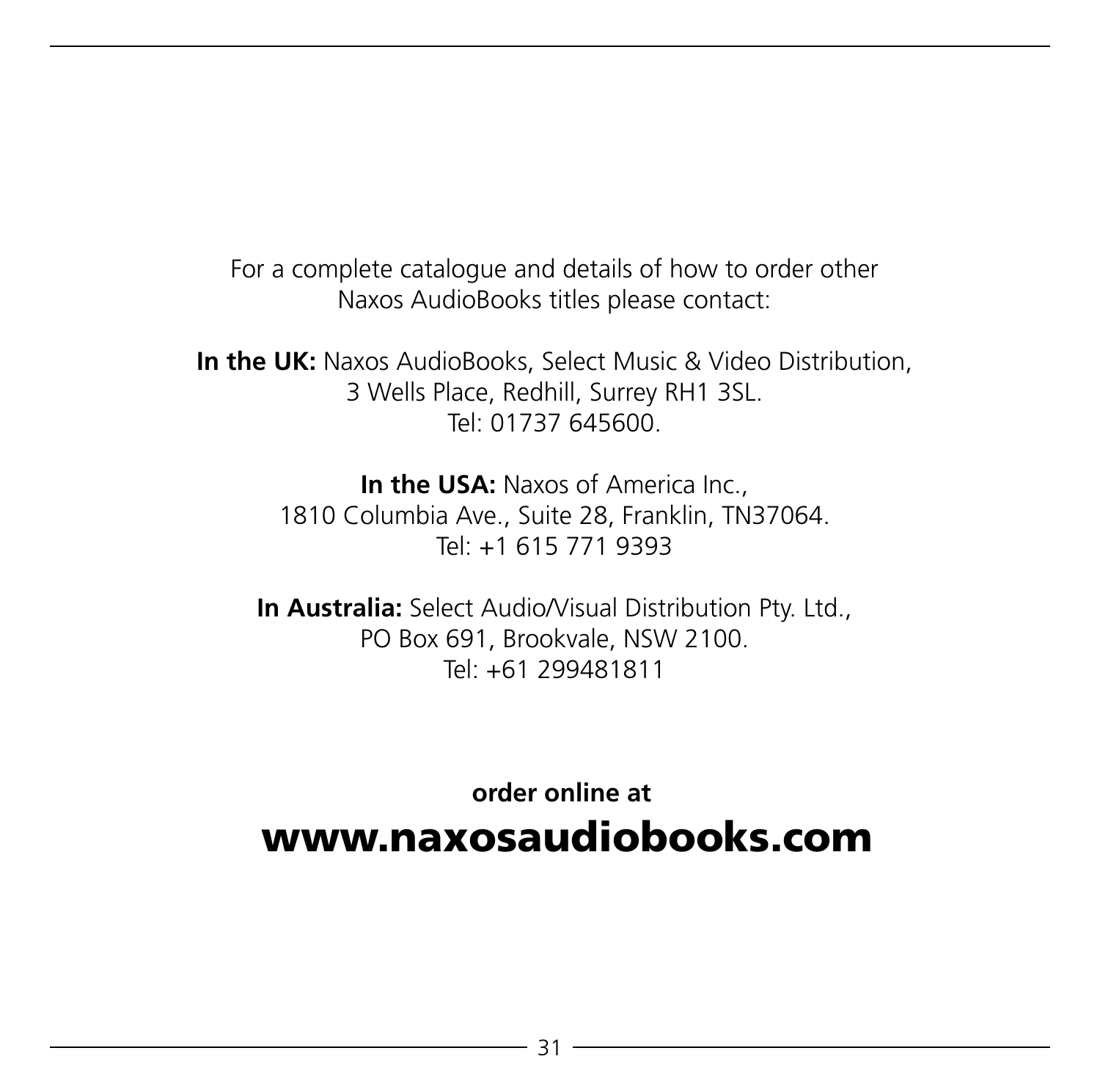For a complete catalogue and details of how to order other Naxos AudioBooks titles please contact:

**In the UK:** Naxos AudioBooks, Select Music & Video Distribution, 3 Wells Place, Redhill, Surrey RH1 3SL. Tel: 01737 645600.

**In the USA:** Naxos of America Inc., 1810 Columbia Ave., Suite 28, Franklin, TN37064. Tel: +1 615 771 9393

**In Australia:** Select Audio/Visual Distribution Pty. Ltd., PO Box 691, Brookvale, NSW 2100. Tel: +61 299481811

**order online at**

# www.naxosaudiobooks.com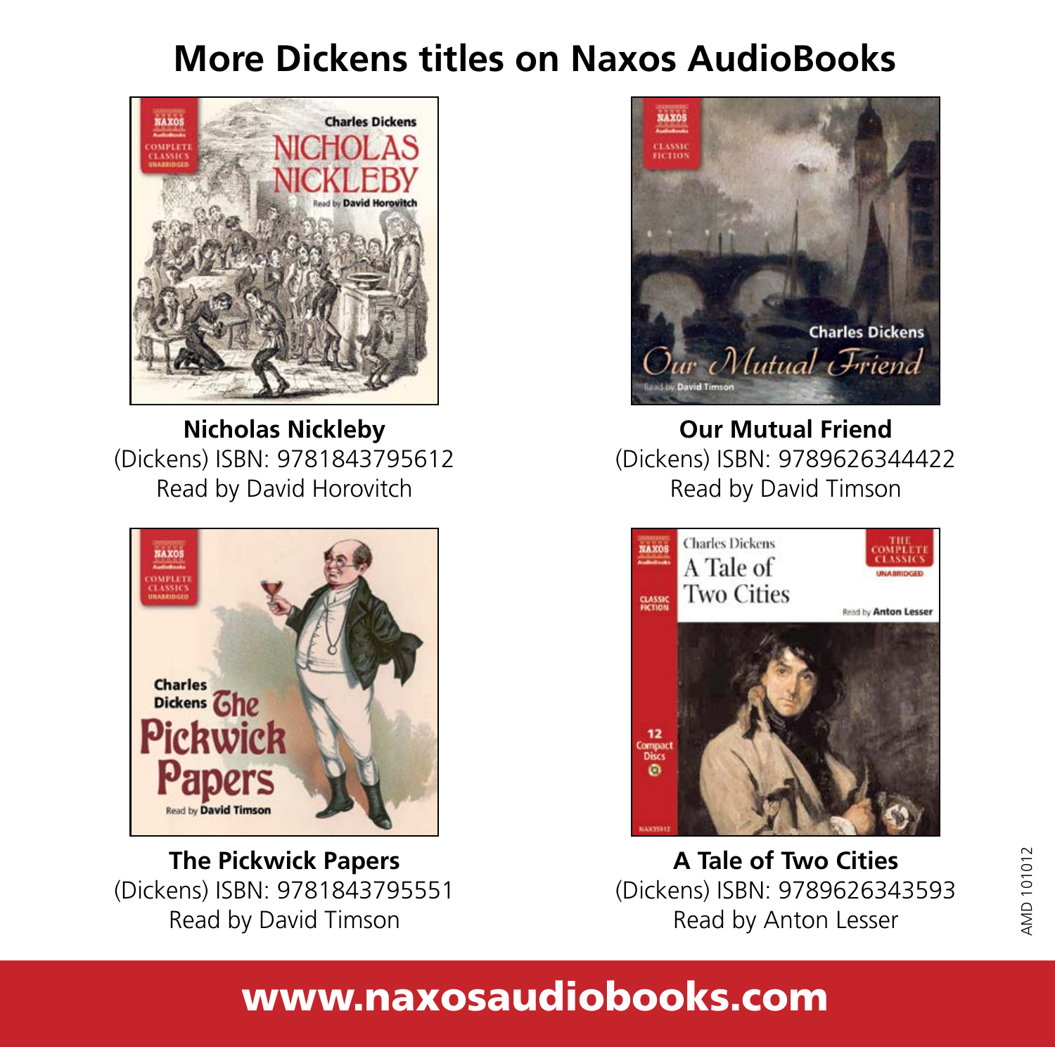# More Dickens titles on Naxos AudioBooks

**Nicholas Nickleby**
(Dickens) ISBN: 9781843795612
Read by David Horovitch

**Our Mutual Friend**
(Dickens) ISBN: 9789626344422
Read by David Timson

**The Pickwick Papers**
(Dickens) ISBN: 9781843795551
Read by David Timson

**A Tale of Two Cities**
(Dickens) ISBN: 9789626343593
Read by Anton Lesser

AMD 101012

**www.naxosaudiobooks.com**